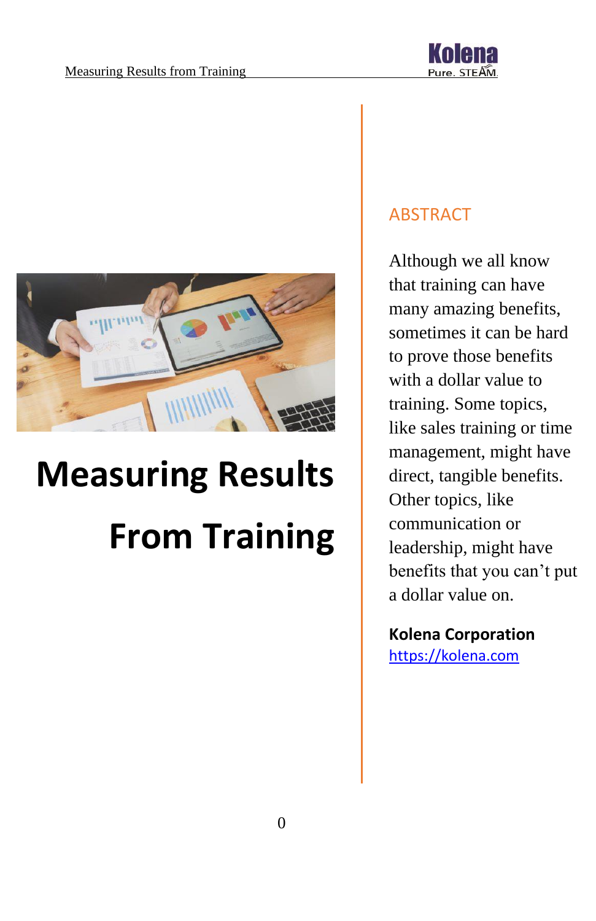# Measuring Results From Training

## ABSTRACT

Although we all know that training can have many amazing benefits, sometimes it can be hard to prove those benefits with a dollar value to training. Some topics, like sales training or time management, might have direct, tangible benefits. Other topics, like communication or leadership, might have benefits that you can't put a dollar value on.

**Kolena Corporation**
https://kolena.com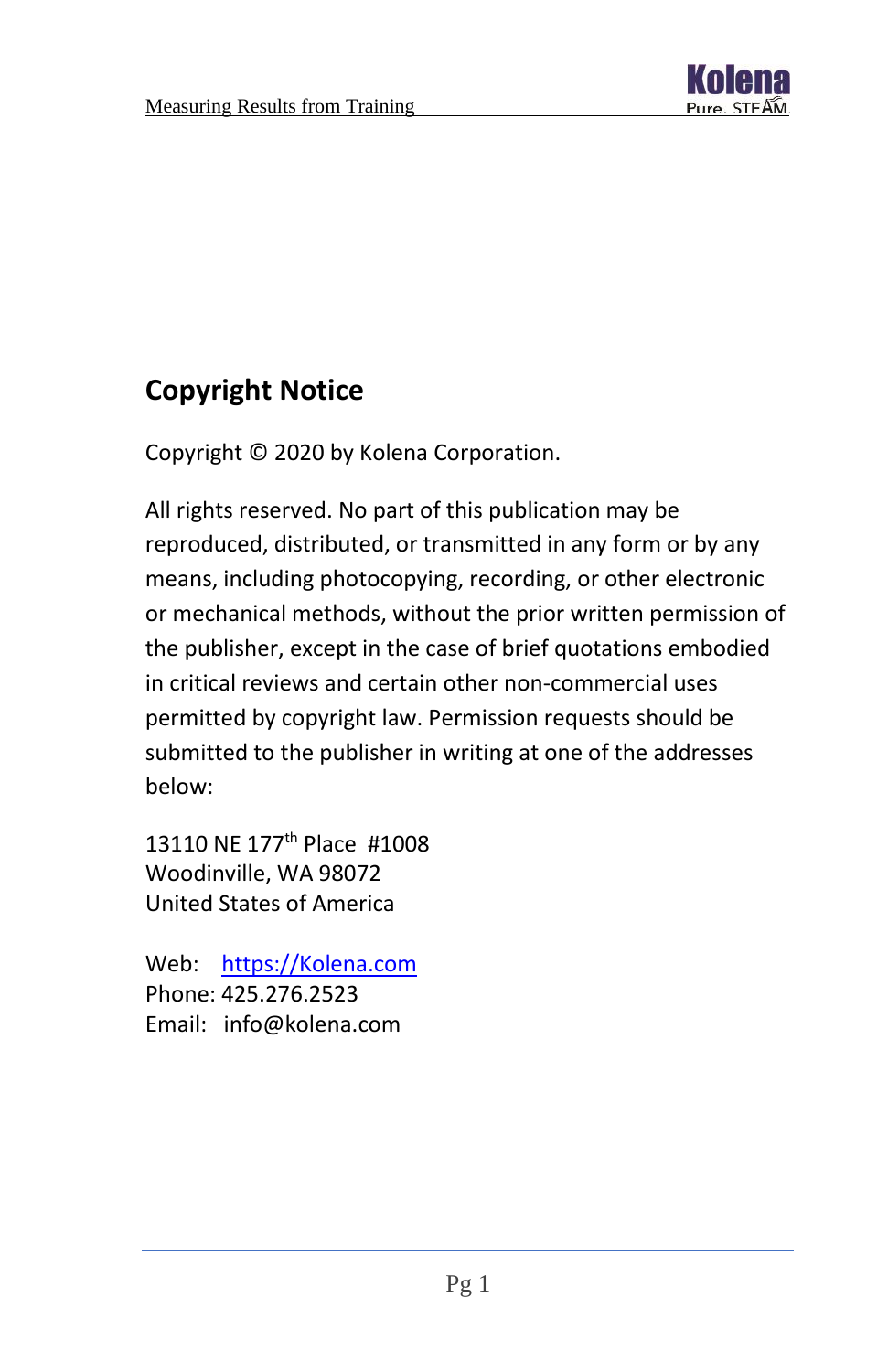## Copyright Notice

Copyright © 2020 by Kolena Corporation.

All rights reserved. No part of this publication may be reproduced, distributed, or transmitted in any form or by any means, including photocopying, recording, or other electronic or mechanical methods, without the prior written permission of the publisher, except in the case of brief quotations embodied in critical reviews and certain other non-commercial uses permitted by copyright law. Permission requests should be submitted to the publisher in writing at one of the addresses below:

13110 NE 177th Place #1008
Woodinville, WA 98072
United States of America

Web: https://Kolena.com
Phone: 425.276.2523
Email: info@kolena.com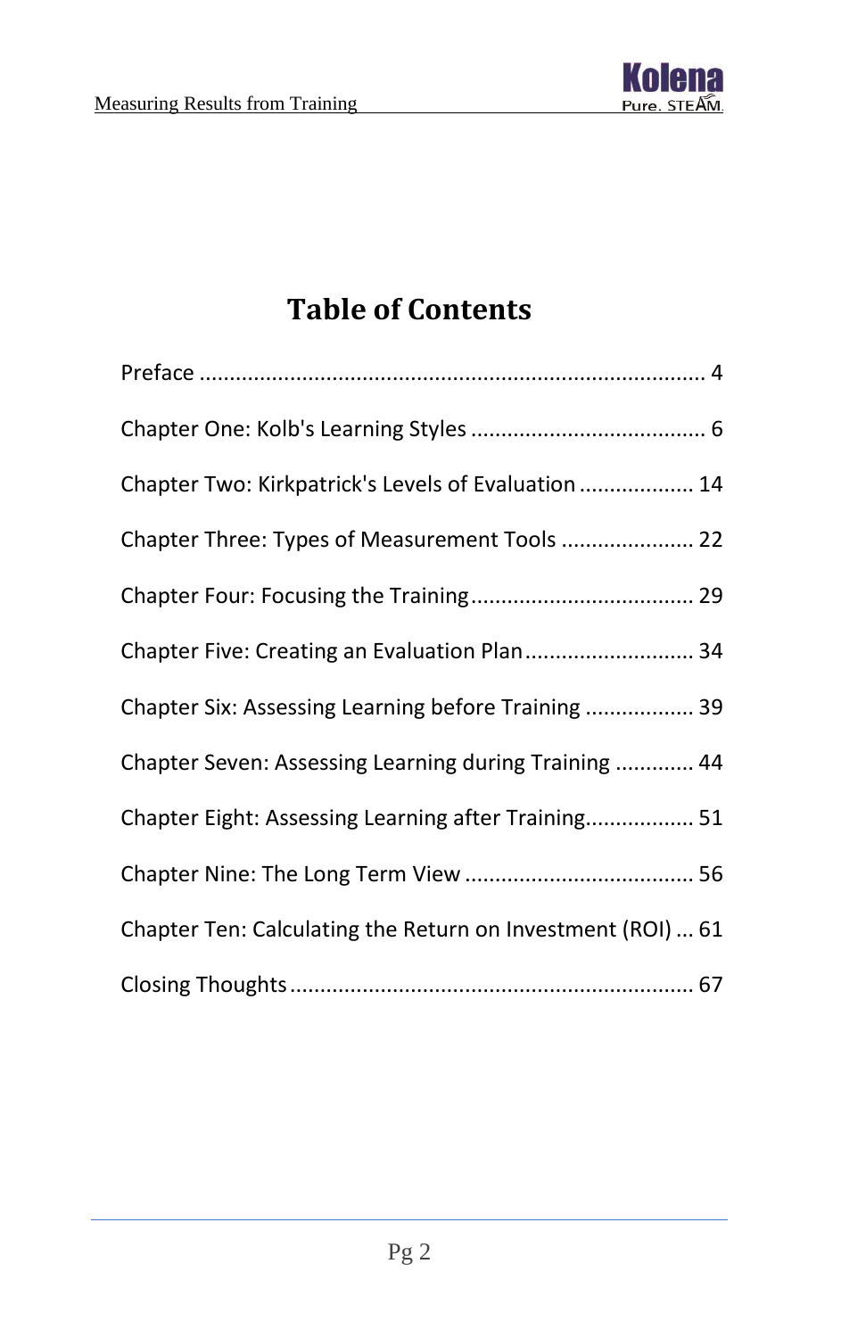# Table of Contents

Preface .................................................................................. 4

Chapter One: Kolb's Learning Styles ...................................... 6

Chapter Two: Kirkpatrick's Levels of Evaluation .................. 14

Chapter Three: Types of Measurement Tools ...................... 22

Chapter Four: Focusing the Training..................................... 29

Chapter Five: Creating an Evaluation Plan............................ 34

Chapter Six: Assessing Learning before Training .................. 39

Chapter Seven: Assessing Learning during Training ............. 44

Chapter Eight: Assessing Learning after Training.................. 51

Chapter Nine: The Long Term View ...................................... 56

Chapter Ten: Calculating the Return on Investment (ROI) ... 61

Closing Thoughts ................................................................... 67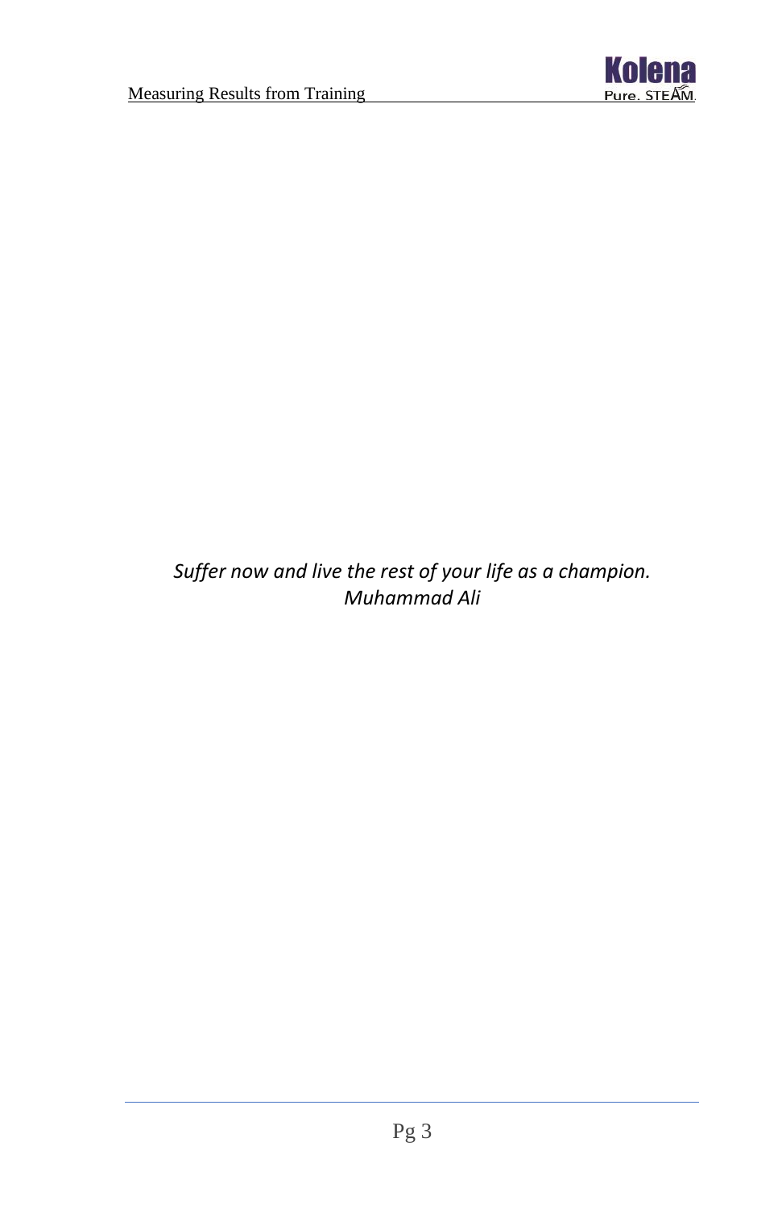*Suffer now and live the rest of your life as a champion.*
*Muhammad Ali*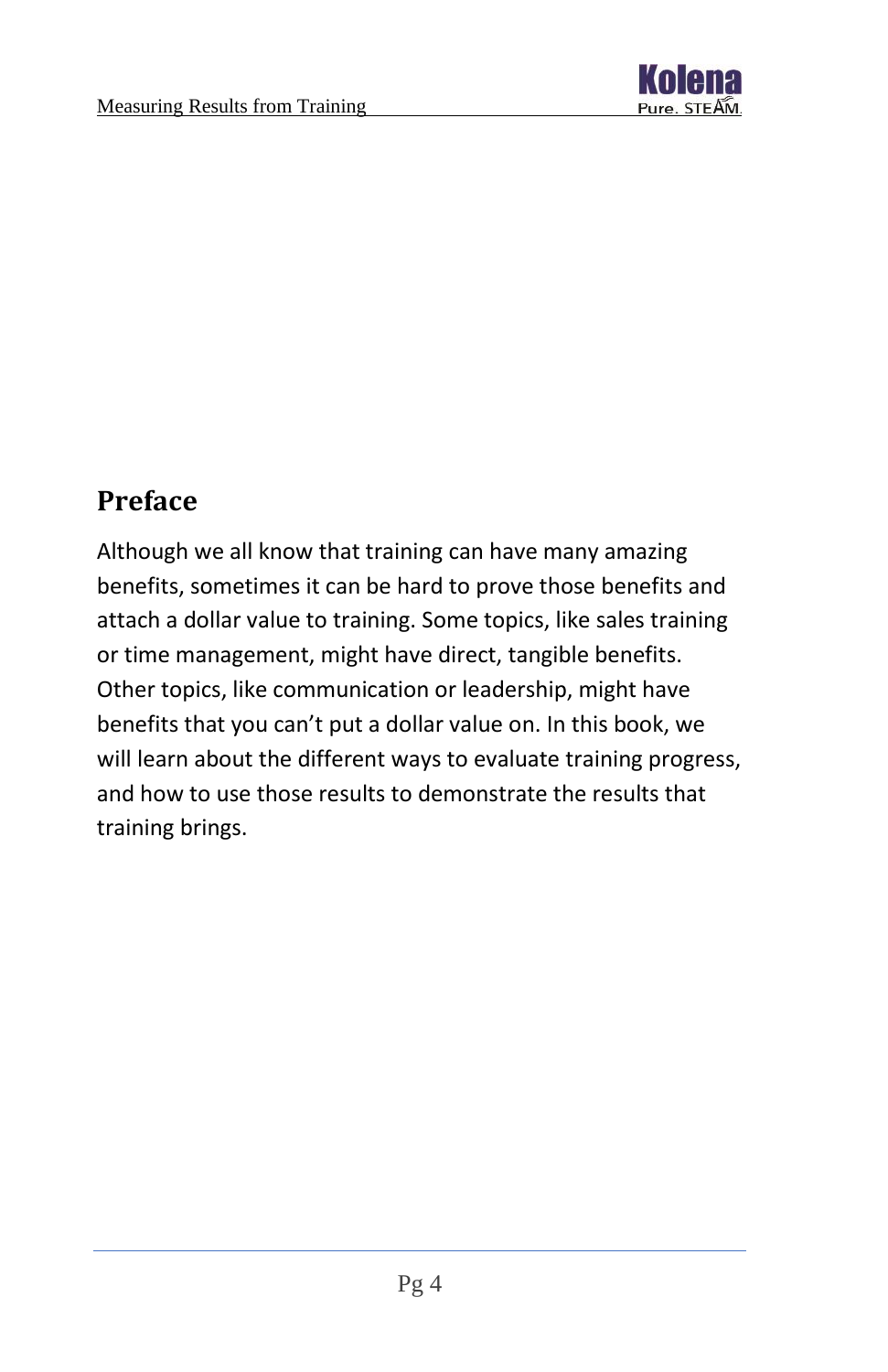## Preface

Although we all know that training can have many amazing benefits, sometimes it can be hard to prove those benefits and attach a dollar value to training. Some topics, like sales training or time management, might have direct, tangible benefits. Other topics, like communication or leadership, might have benefits that you can't put a dollar value on. In this book, we will learn about the different ways to evaluate training progress, and how to use those results to demonstrate the results that training brings.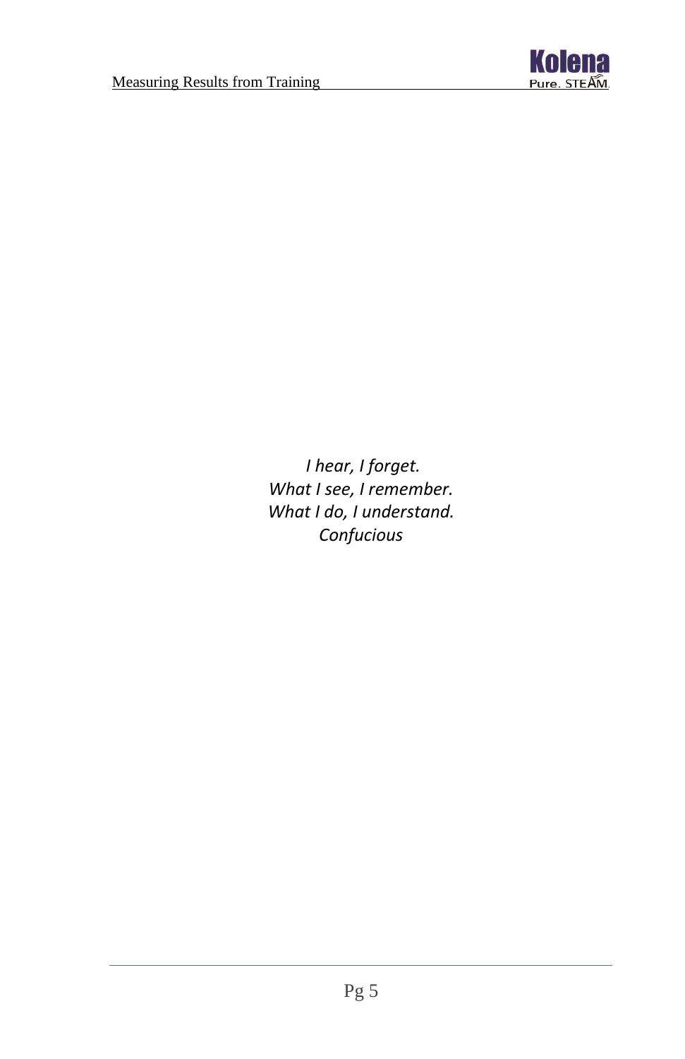*I hear, I forget.*
*What I see, I remember.*
*What I do, I understand.*
*Confucious*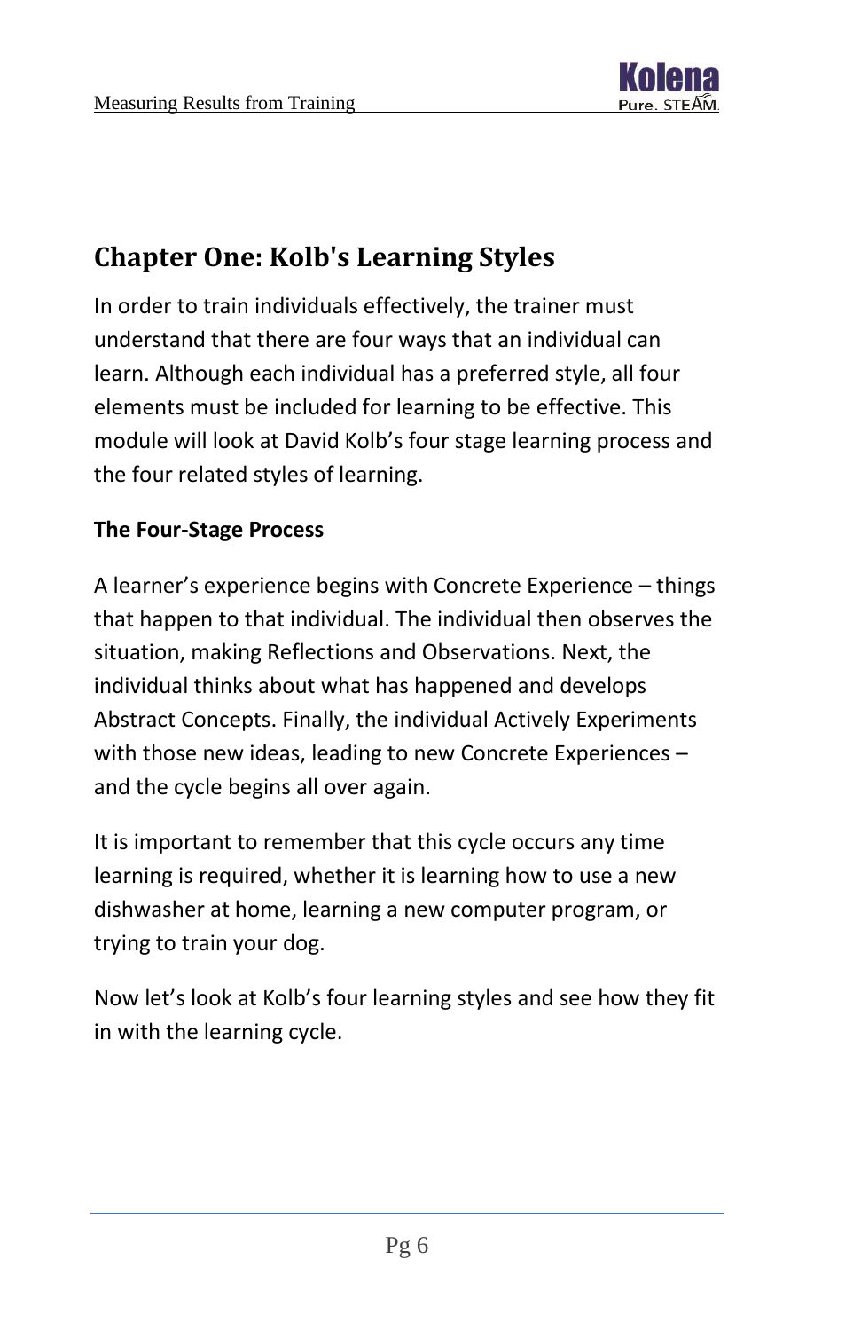## Chapter One: Kolb's Learning Styles

In order to train individuals effectively, the trainer must understand that there are four ways that an individual can learn. Although each individual has a preferred style, all four elements must be included for learning to be effective. This module will look at David Kolb's four stage learning process and the four related styles of learning.

### The Four-Stage Process

A learner's experience begins with Concrete Experience – things that happen to that individual. The individual then observes the situation, making Reflections and Observations. Next, the individual thinks about what has happened and develops Abstract Concepts. Finally, the individual Actively Experiments with those new ideas, leading to new Concrete Experiences – and the cycle begins all over again.

It is important to remember that this cycle occurs any time learning is required, whether it is learning how to use a new dishwasher at home, learning a new computer program, or trying to train your dog.

Now let's look at Kolb's four learning styles and see how they fit in with the learning cycle.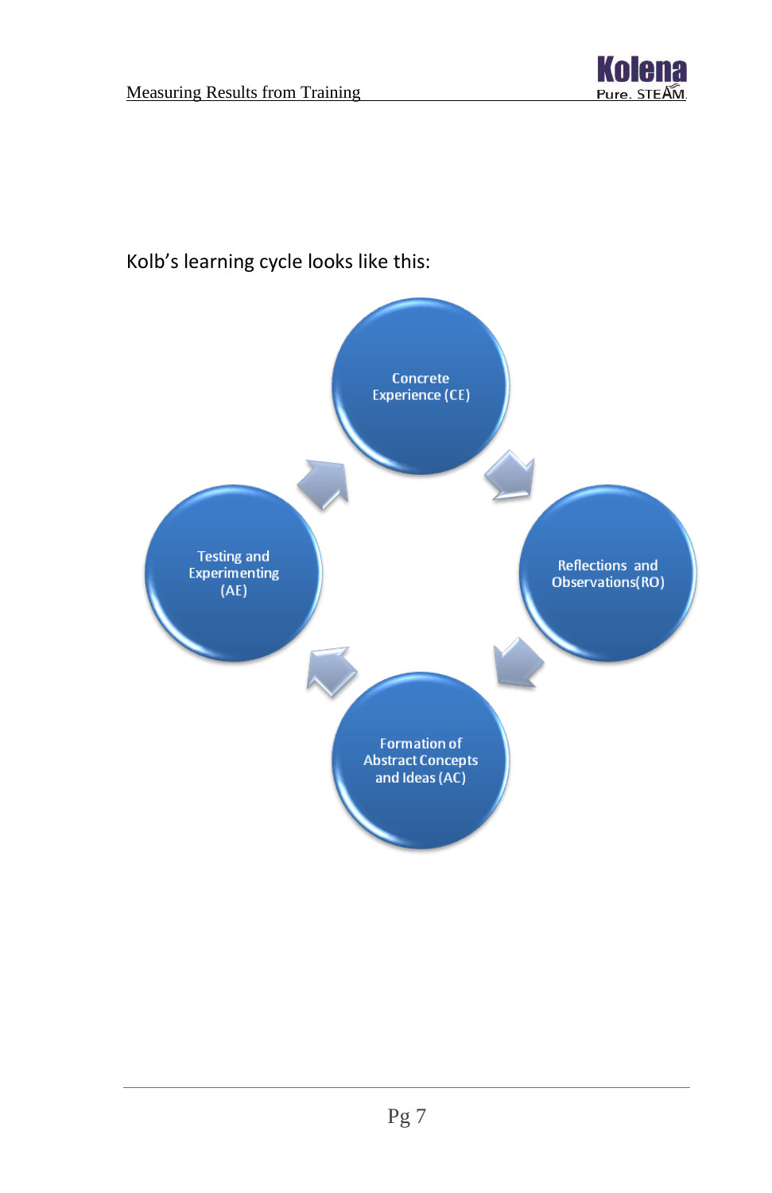Kolb's learning cycle looks like this:

Concrete Experience (CE)

Reflections and Observations(RO)

Formation of Abstract Concepts and Ideas (AC)

Testing and Experimenting (AE)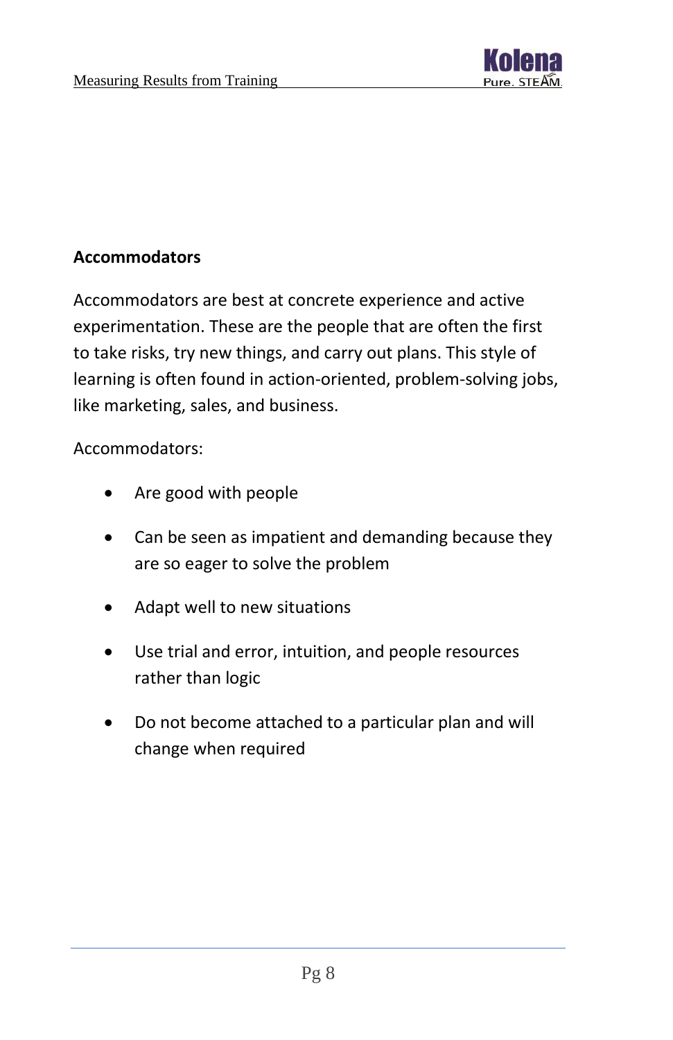**Accommodators**

Accommodators are best at concrete experience and active experimentation. These are the people that are often the first to take risks, try new things, and carry out plans. This style of learning is often found in action-oriented, problem-solving jobs, like marketing, sales, and business.

Accommodators:

- Are good with people
- Can be seen as impatient and demanding because they are so eager to solve the problem
- Adapt well to new situations
- Use trial and error, intuition, and people resources rather than logic
- Do not become attached to a particular plan and will change when required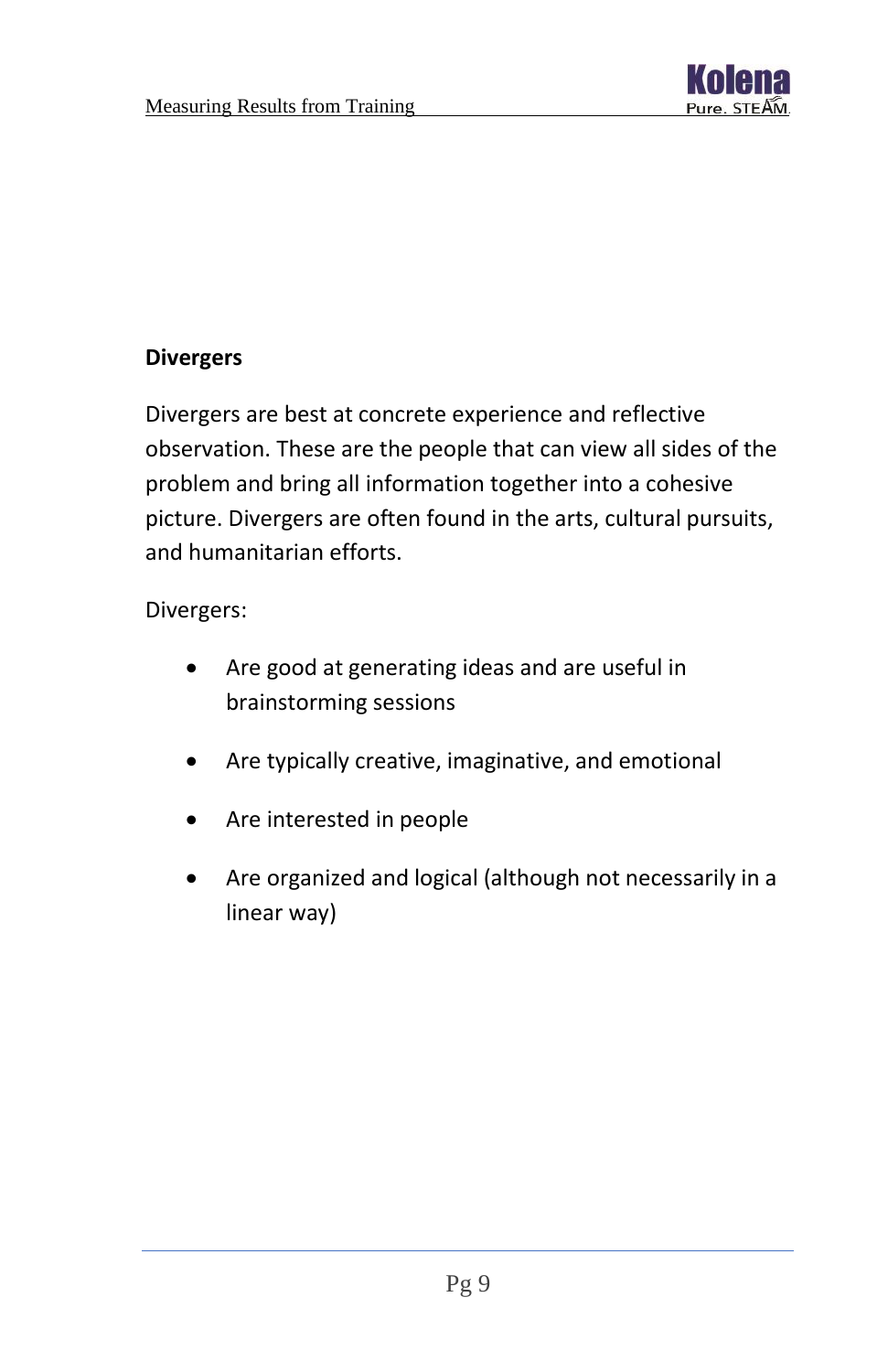**Divergers**

Divergers are best at concrete experience and reflective observation. These are the people that can view all sides of the problem and bring all information together into a cohesive picture. Divergers are often found in the arts, cultural pursuits, and humanitarian efforts.

Divergers:

- Are good at generating ideas and are useful in brainstorming sessions
- Are typically creative, imaginative, and emotional
- Are interested in people
- Are organized and logical (although not necessarily in a linear way)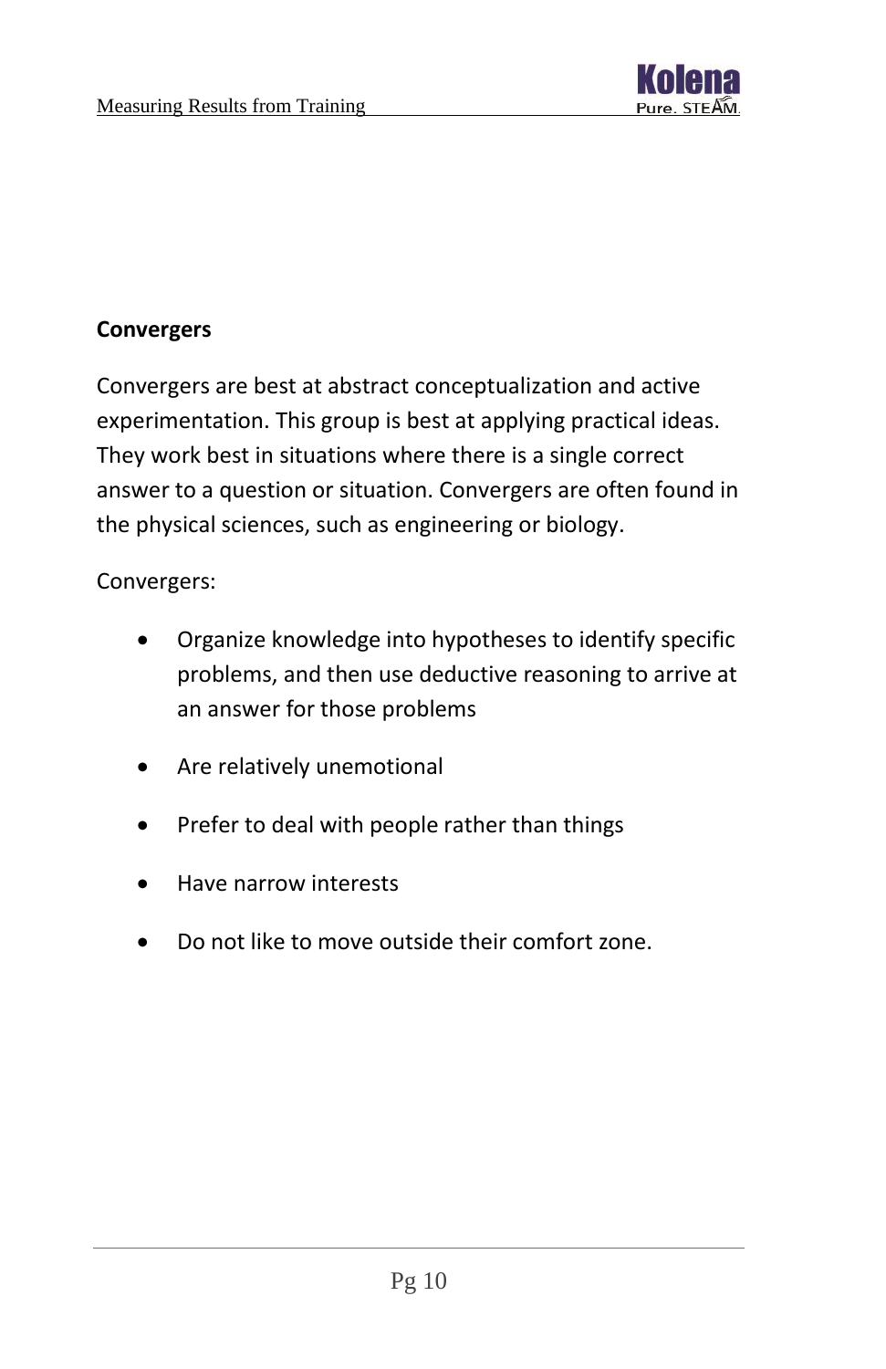**Convergers**

Convergers are best at abstract conceptualization and active experimentation. This group is best at applying practical ideas. They work best in situations where there is a single correct answer to a question or situation. Convergers are often found in the physical sciences, such as engineering or biology.

Convergers:

- Organize knowledge into hypotheses to identify specific problems, and then use deductive reasoning to arrive at an answer for those problems
- Are relatively unemotional
- Prefer to deal with people rather than things
- Have narrow interests
- Do not like to move outside their comfort zone.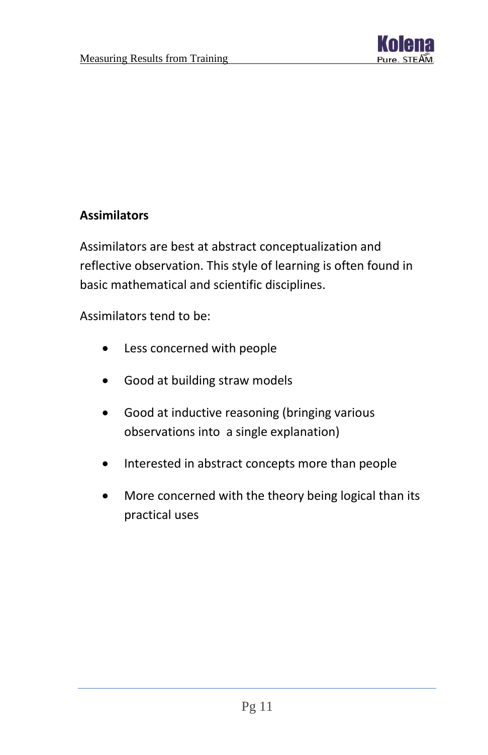### Assimilators

Assimilators are best at abstract conceptualization and reflective observation. This style of learning is often found in basic mathematical and scientific disciplines.

Assimilators tend to be:

- Less concerned with people
- Good at building straw models
- Good at inductive reasoning (bringing various observations into a single explanation)
- Interested in abstract concepts more than people
- More concerned with the theory being logical than its practical uses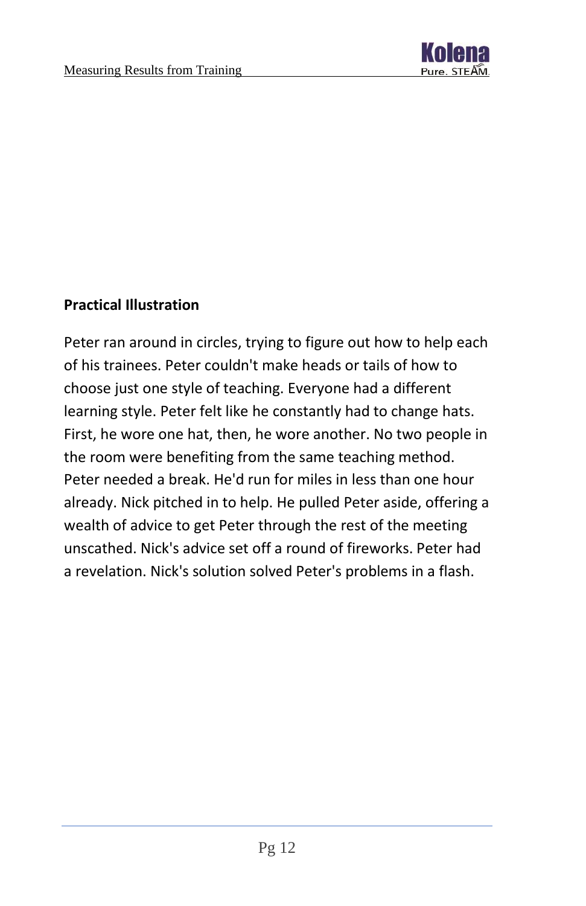**Practical Illustration**

Peter ran around in circles, trying to figure out how to help each of his trainees. Peter couldn't make heads or tails of how to choose just one style of teaching. Everyone had a different learning style. Peter felt like he constantly had to change hats. First, he wore one hat, then, he wore another. No two people in the room were benefiting from the same teaching method. Peter needed a break. He'd run for miles in less than one hour already. Nick pitched in to help. He pulled Peter aside, offering a wealth of advice to get Peter through the rest of the meeting unscathed. Nick's advice set off a round of fireworks. Peter had a revelation. Nick's solution solved Peter's problems in a flash.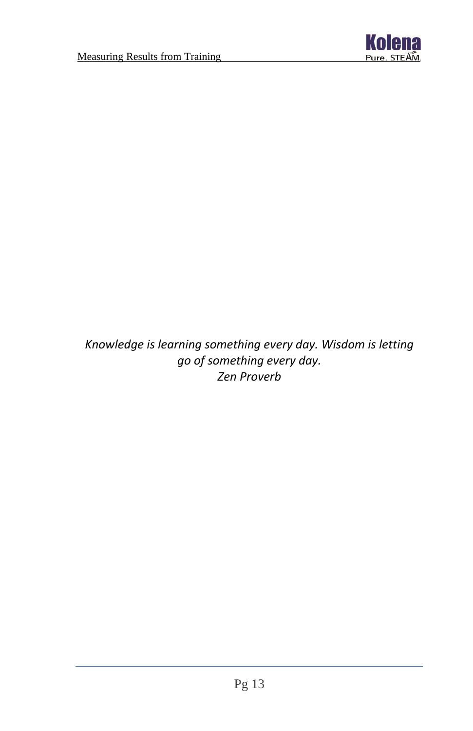*Knowledge is learning something every day. Wisdom is letting go of something every day.*
*Zen Proverb*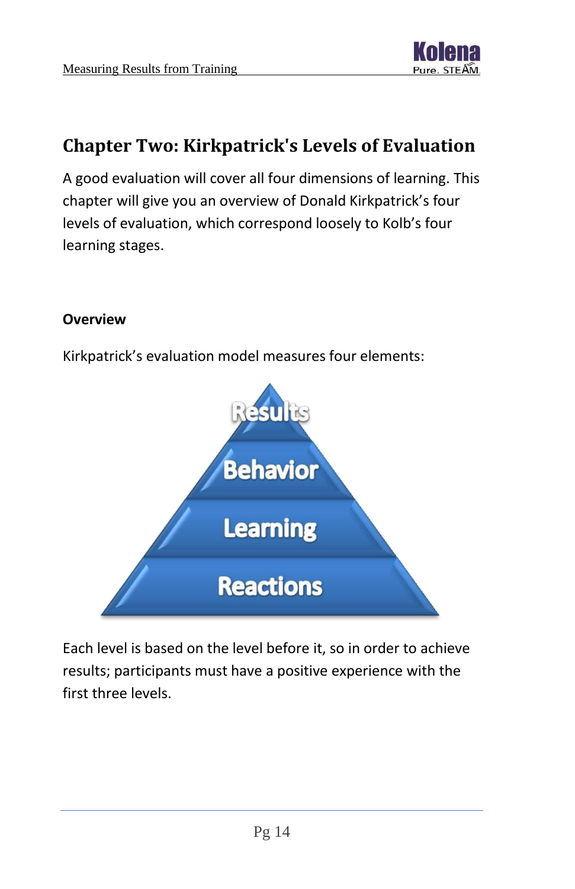## Chapter Two: Kirkpatrick's Levels of Evaluation

A good evaluation will cover all four dimensions of learning. This chapter will give you an overview of Donald Kirkpatrick's four levels of evaluation, which correspond loosely to Kolb's four learning stages.

### Overview

Kirkpatrick's evaluation model measures four elements:

- Results
- Behavior
- Learning
- Reactions

Each level is based on the level before it, so in order to achieve results; participants must have a positive experience with the first three levels.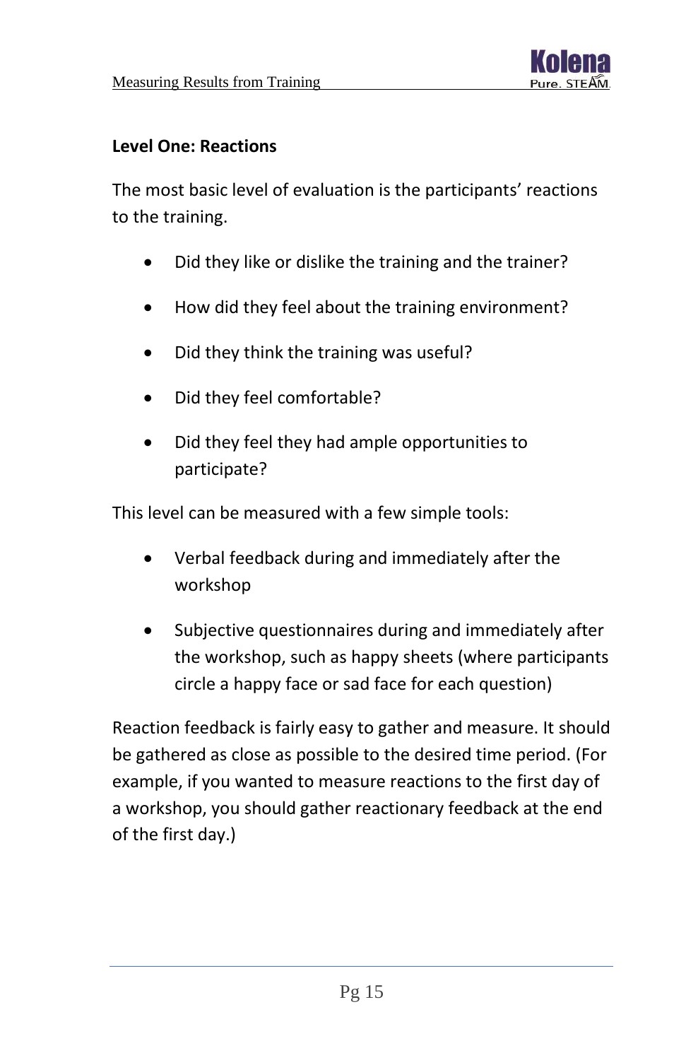### Level One: Reactions

The most basic level of evaluation is the participants' reactions to the training.

- Did they like or dislike the training and the trainer?
- How did they feel about the training environment?
- Did they think the training was useful?
- Did they feel comfortable?
- Did they feel they had ample opportunities to participate?

This level can be measured with a few simple tools:

- Verbal feedback during and immediately after the workshop
- Subjective questionnaires during and immediately after the workshop, such as happy sheets (where participants circle a happy face or sad face for each question)

Reaction feedback is fairly easy to gather and measure. It should be gathered as close as possible to the desired time period. (For example, if you wanted to measure reactions to the first day of a workshop, you should gather reactionary feedback at the end of the first day.)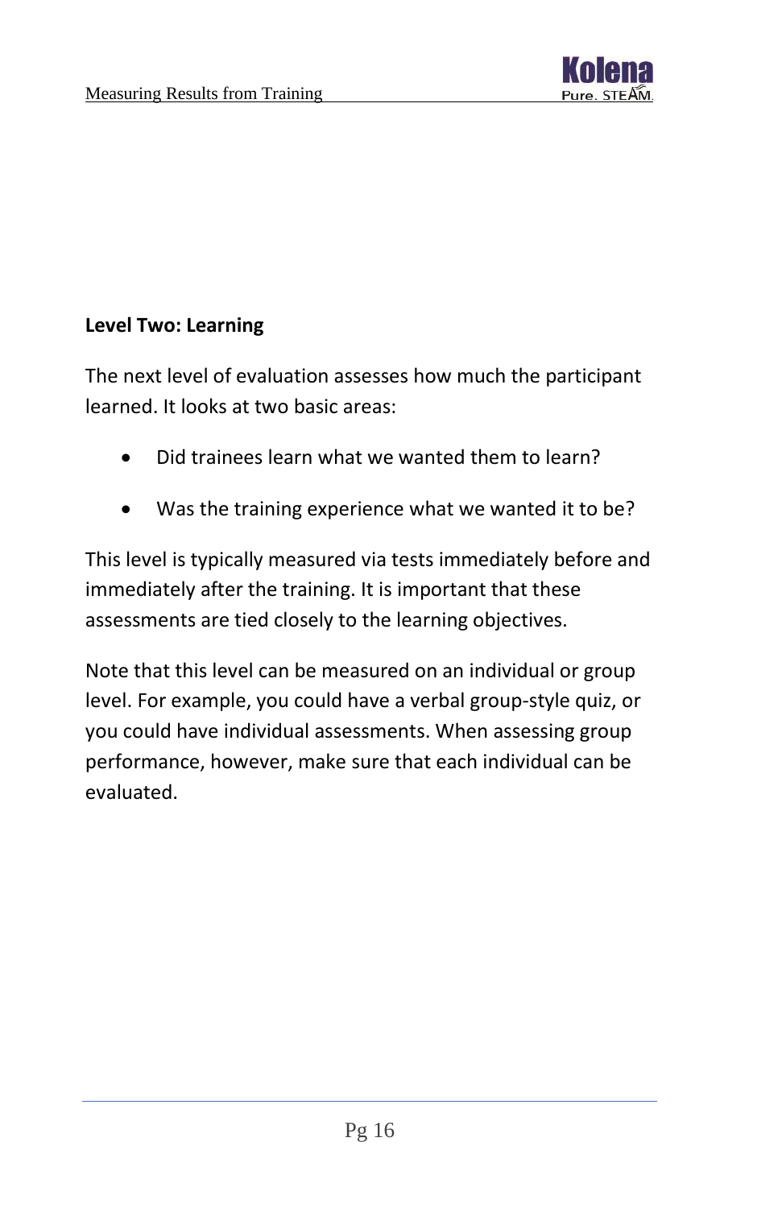### Level Two: Learning

The next level of evaluation assesses how much the participant learned. It looks at two basic areas:

- Did trainees learn what we wanted them to learn?
- Was the training experience what we wanted it to be?

This level is typically measured via tests immediately before and immediately after the training. It is important that these assessments are tied closely to the learning objectives.

Note that this level can be measured on an individual or group level. For example, you could have a verbal group-style quiz, or you could have individual assessments. When assessing group performance, however, make sure that each individual can be evaluated.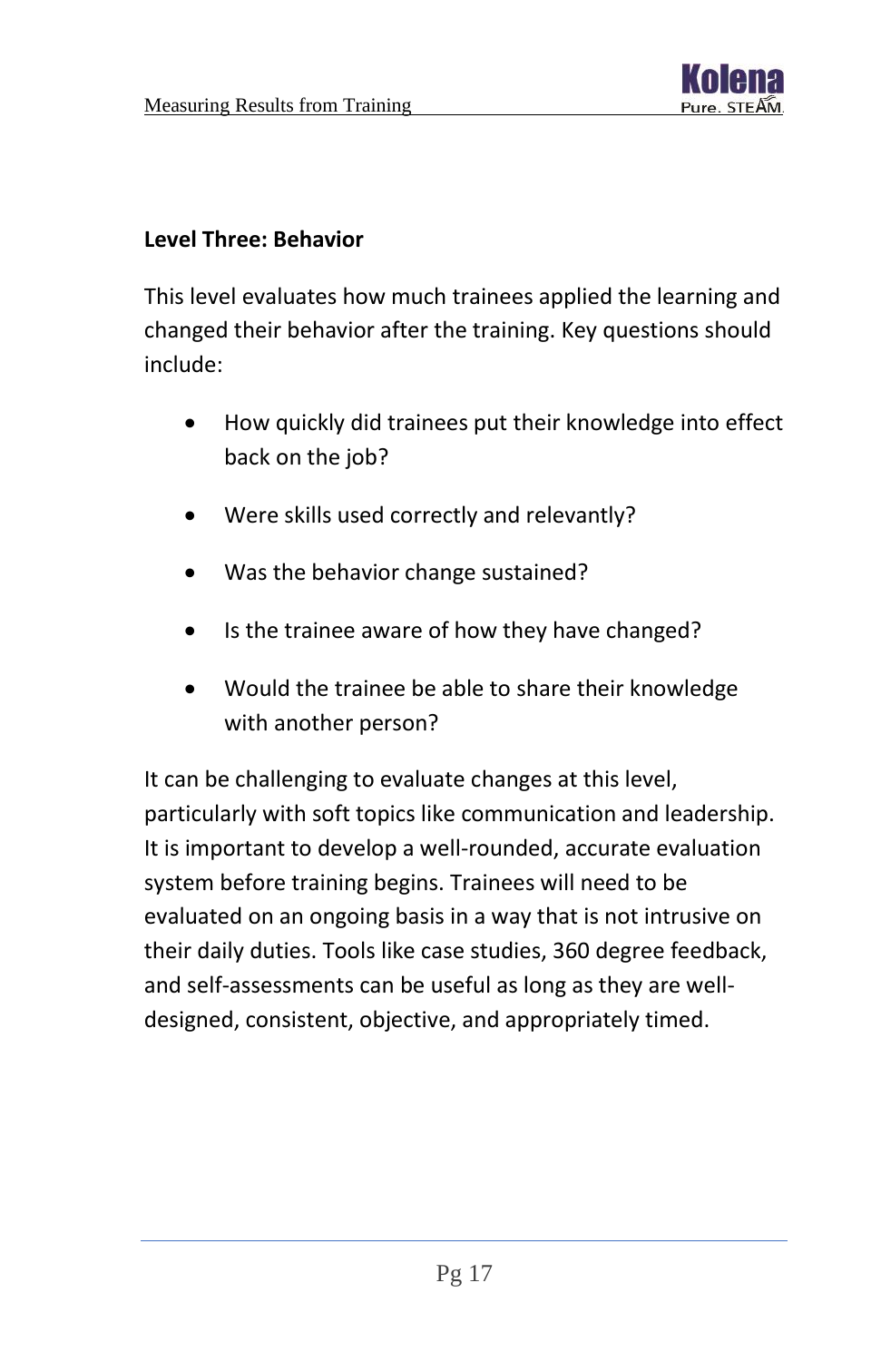**Level Three: Behavior**

This level evaluates how much trainees applied the learning and changed their behavior after the training. Key questions should include:

- How quickly did trainees put their knowledge into effect back on the job?
- Were skills used correctly and relevantly?
- Was the behavior change sustained?
- Is the trainee aware of how they have changed?
- Would the trainee be able to share their knowledge with another person?

It can be challenging to evaluate changes at this level, particularly with soft topics like communication and leadership. It is important to develop a well-rounded, accurate evaluation system before training begins. Trainees will need to be evaluated on an ongoing basis in a way that is not intrusive on their daily duties. Tools like case studies, 360 degree feedback, and self-assessments can be useful as long as they are well-designed, consistent, objective, and appropriately timed.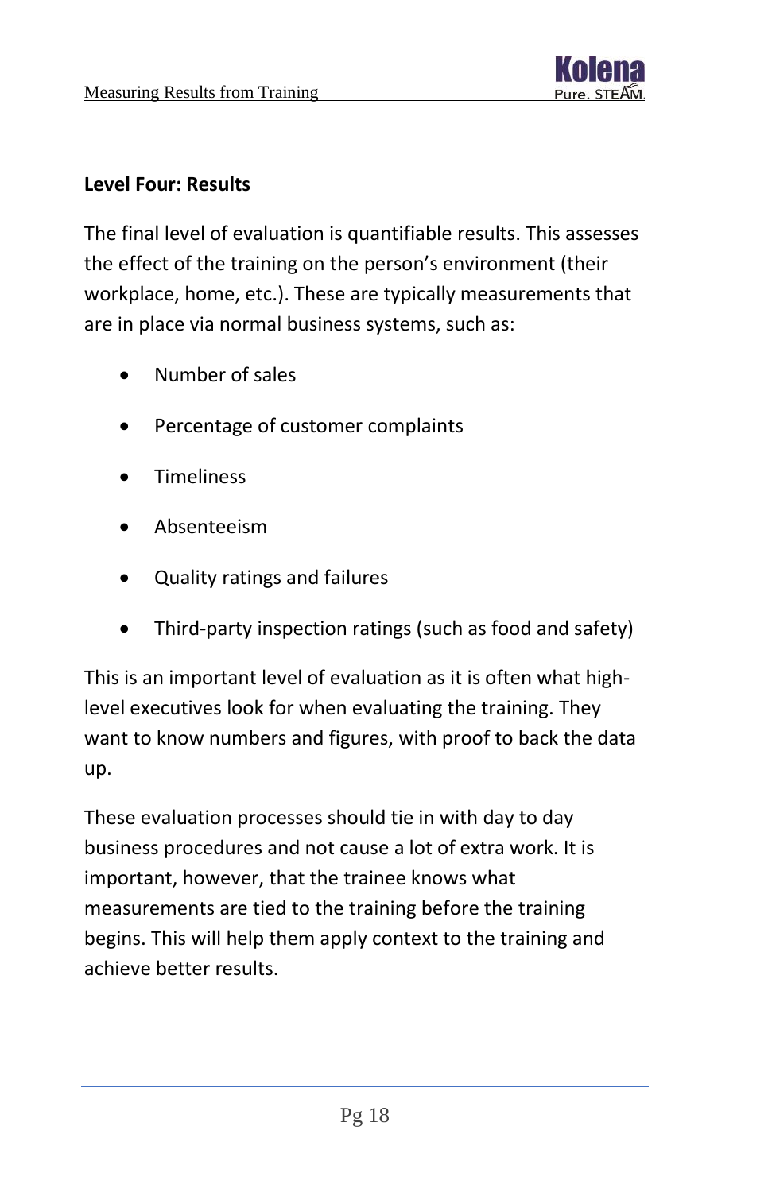### Level Four: Results

The final level of evaluation is quantifiable results. This assesses the effect of the training on the person's environment (their workplace, home, etc.). These are typically measurements that are in place via normal business systems, such as:

- Number of sales
- Percentage of customer complaints
- Timeliness
- Absenteeism
- Quality ratings and failures
- Third-party inspection ratings (such as food and safety)

This is an important level of evaluation as it is often what high-level executives look for when evaluating the training. They want to know numbers and figures, with proof to back the data up.

These evaluation processes should tie in with day to day business procedures and not cause a lot of extra work. It is important, however, that the trainee knows what measurements are tied to the training before the training begins. This will help them apply context to the training and achieve better results.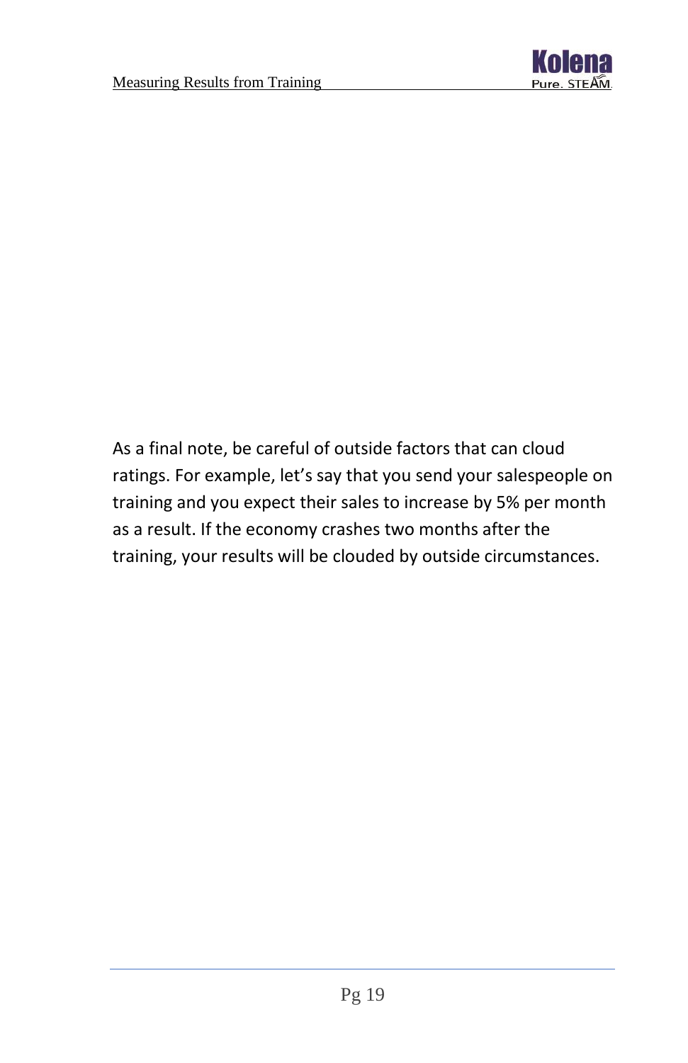As a final note, be careful of outside factors that can cloud ratings. For example, let's say that you send your salespeople on training and you expect their sales to increase by 5% per month as a result. If the economy crashes two months after the training, your results will be clouded by outside circumstances.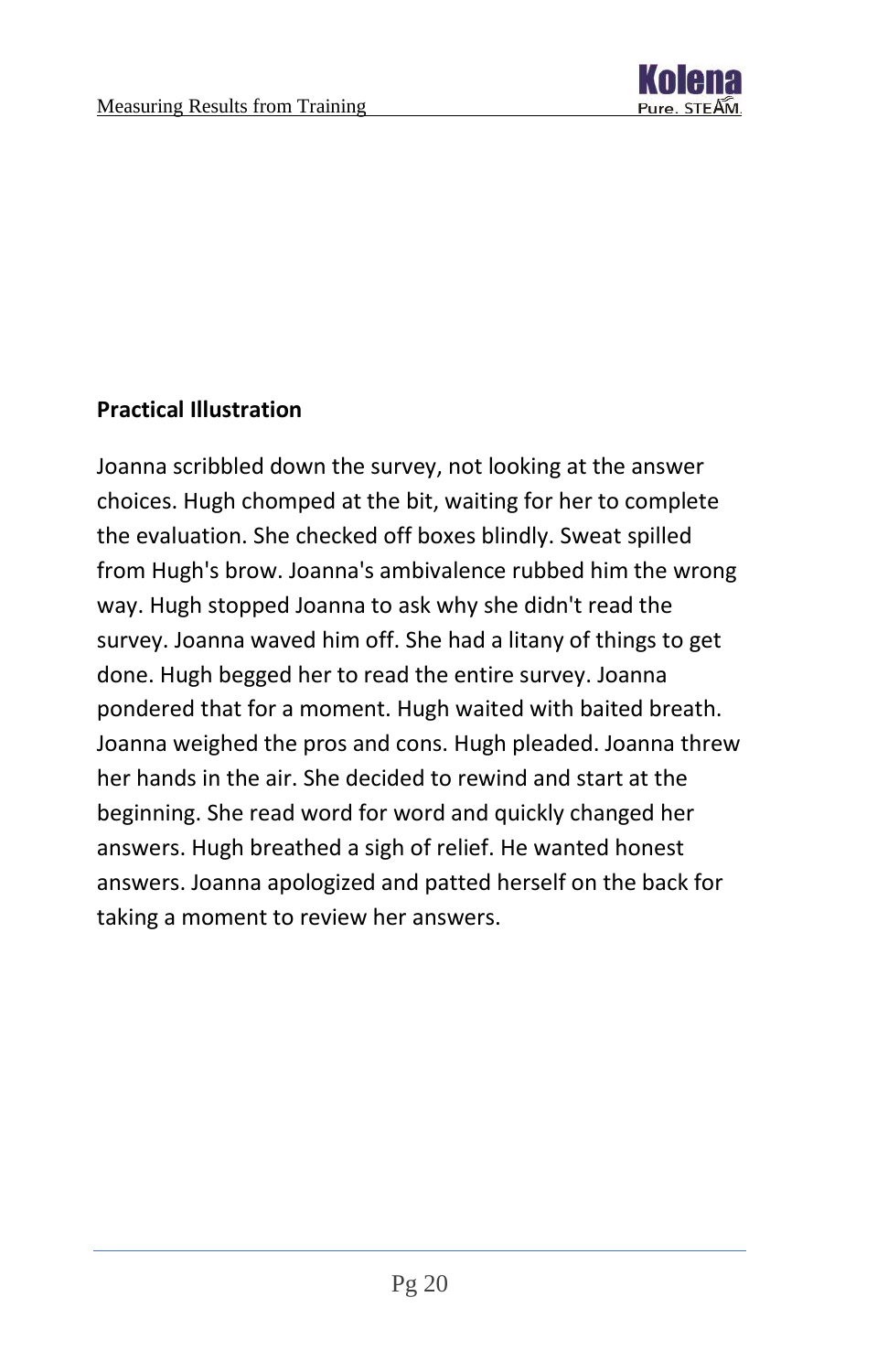**Practical Illustration**

Joanna scribbled down the survey, not looking at the answer choices. Hugh chomped at the bit, waiting for her to complete the evaluation. She checked off boxes blindly. Sweat spilled from Hugh's brow. Joanna's ambivalence rubbed him the wrong way. Hugh stopped Joanna to ask why she didn't read the survey. Joanna waved him off. She had a litany of things to get done. Hugh begged her to read the entire survey. Joanna pondered that for a moment. Hugh waited with baited breath. Joanna weighed the pros and cons. Hugh pleaded. Joanna threw her hands in the air. She decided to rewind and start at the beginning. She read word for word and quickly changed her answers. Hugh breathed a sigh of relief. He wanted honest answers. Joanna apologized and patted herself on the back for taking a moment to review her answers.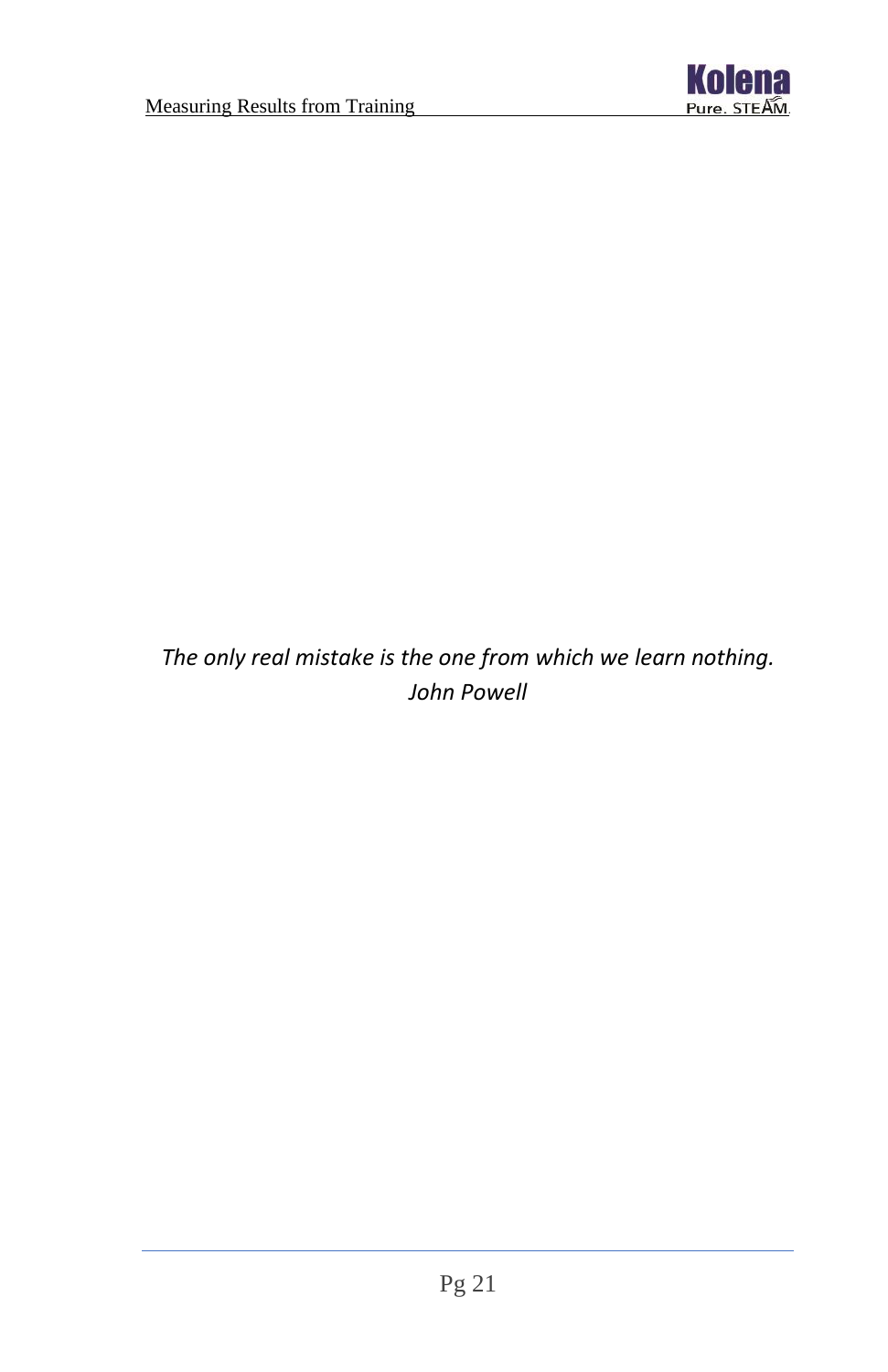*The only real mistake is the one from which we learn nothing.*
*John Powell*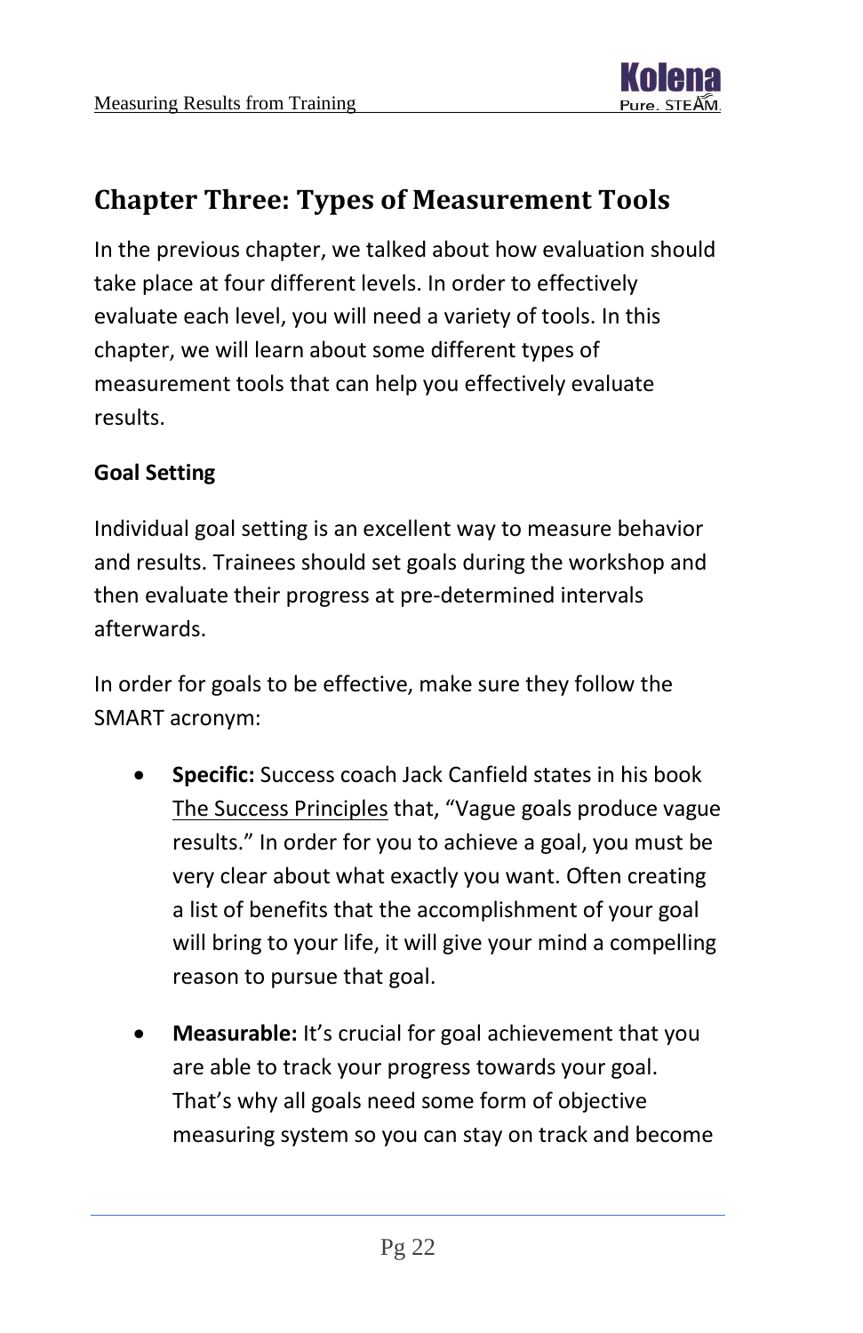## Chapter Three: Types of Measurement Tools

In the previous chapter, we talked about how evaluation should take place at four different levels. In order to effectively evaluate each level, you will need a variety of tools. In this chapter, we will learn about some different types of measurement tools that can help you effectively evaluate results.

### Goal Setting

Individual goal setting is an excellent way to measure behavior and results. Trainees should set goals during the workshop and then evaluate their progress at pre-determined intervals afterwards.

In order for goals to be effective, make sure they follow the SMART acronym:

- **Specific:** Success coach Jack Canfield states in his book The Success Principles that, "Vague goals produce vague results." In order for you to achieve a goal, you must be very clear about what exactly you want. Often creating a list of benefits that the accomplishment of your goal will bring to your life, it will give your mind a compelling reason to pursue that goal.

- **Measurable:** It's crucial for goal achievement that you are able to track your progress towards your goal. That's why all goals need some form of objective measuring system so you can stay on track and become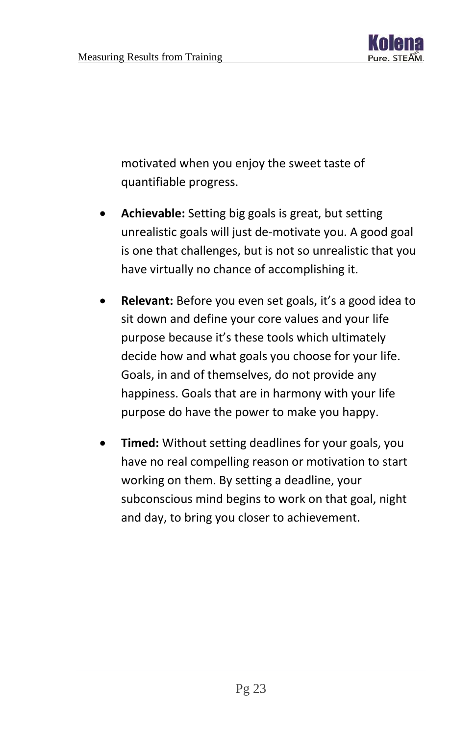motivated when you enjoy the sweet taste of quantifiable progress.

- **Achievable:** Setting big goals is great, but setting unrealistic goals will just de-motivate you. A good goal is one that challenges, but is not so unrealistic that you have virtually no chance of accomplishing it.

- **Relevant:** Before you even set goals, it's a good idea to sit down and define your core values and your life purpose because it's these tools which ultimately decide how and what goals you choose for your life. Goals, in and of themselves, do not provide any happiness. Goals that are in harmony with your life purpose do have the power to make you happy.

- **Timed:** Without setting deadlines for your goals, you have no real compelling reason or motivation to start working on them. By setting a deadline, your subconscious mind begins to work on that goal, night and day, to bring you closer to achievement.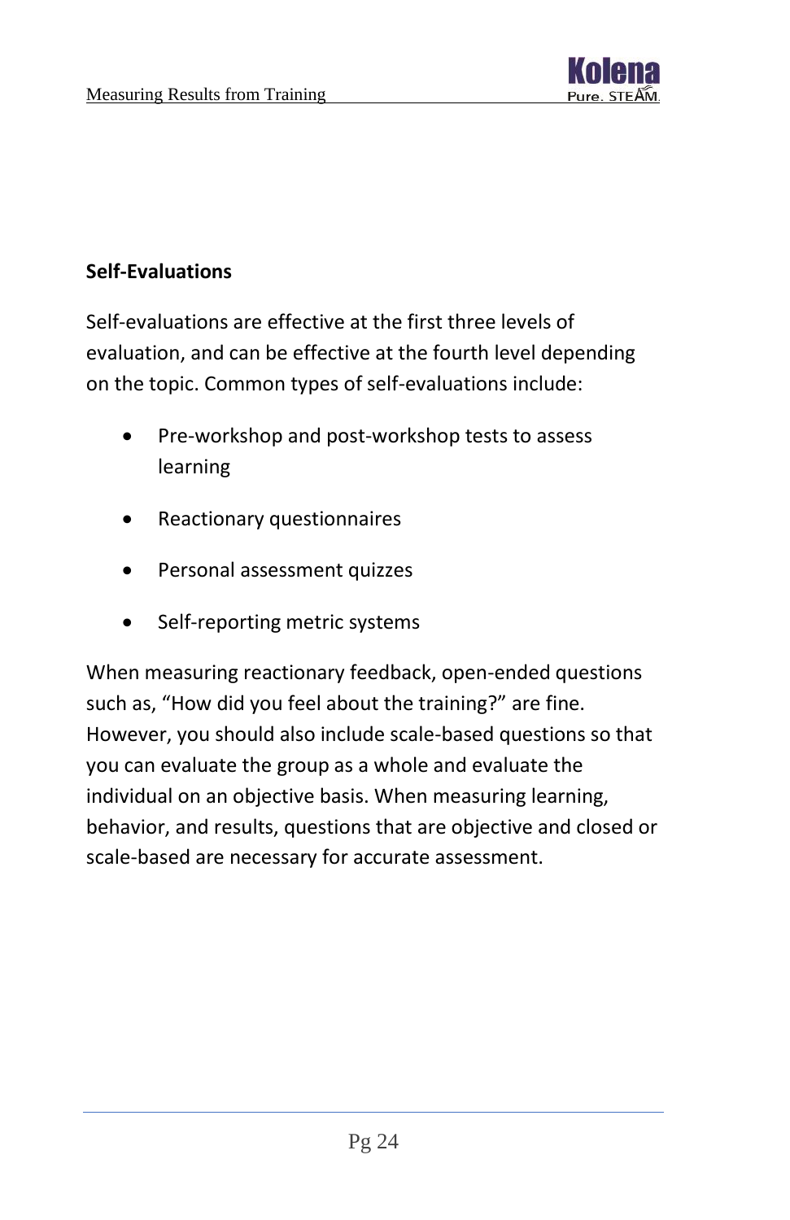### Self-Evaluations

Self-evaluations are effective at the first three levels of evaluation, and can be effective at the fourth level depending on the topic. Common types of self-evaluations include:

- Pre-workshop and post-workshop tests to assess learning
- Reactionary questionnaires
- Personal assessment quizzes
- Self-reporting metric systems

When measuring reactionary feedback, open-ended questions such as, “How did you feel about the training?” are fine. However, you should also include scale-based questions so that you can evaluate the group as a whole and evaluate the individual on an objective basis. When measuring learning, behavior, and results, questions that are objective and closed or scale-based are necessary for accurate assessment.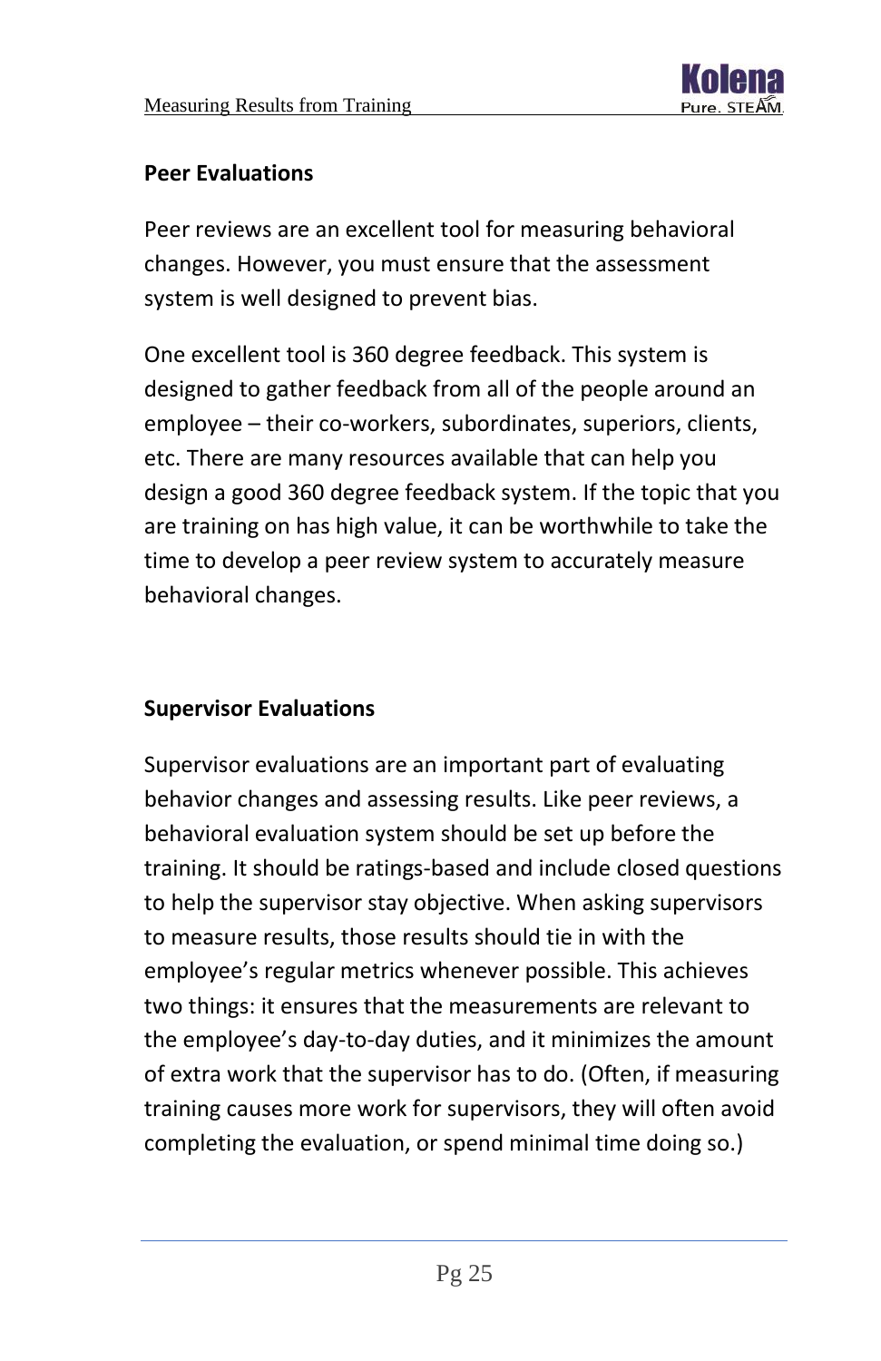### Peer Evaluations

Peer reviews are an excellent tool for measuring behavioral changes. However, you must ensure that the assessment system is well designed to prevent bias.

One excellent tool is 360 degree feedback. This system is designed to gather feedback from all of the people around an employee – their co-workers, subordinates, superiors, clients, etc. There are many resources available that can help you design a good 360 degree feedback system. If the topic that you are training on has high value, it can be worthwhile to take the time to develop a peer review system to accurately measure behavioral changes.

### Supervisor Evaluations

Supervisor evaluations are an important part of evaluating behavior changes and assessing results. Like peer reviews, a behavioral evaluation system should be set up before the training. It should be ratings-based and include closed questions to help the supervisor stay objective. When asking supervisors to measure results, those results should tie in with the employee's regular metrics whenever possible. This achieves two things: it ensures that the measurements are relevant to the employee's day-to-day duties, and it minimizes the amount of extra work that the supervisor has to do. (Often, if measuring training causes more work for supervisors, they will often avoid completing the evaluation, or spend minimal time doing so.)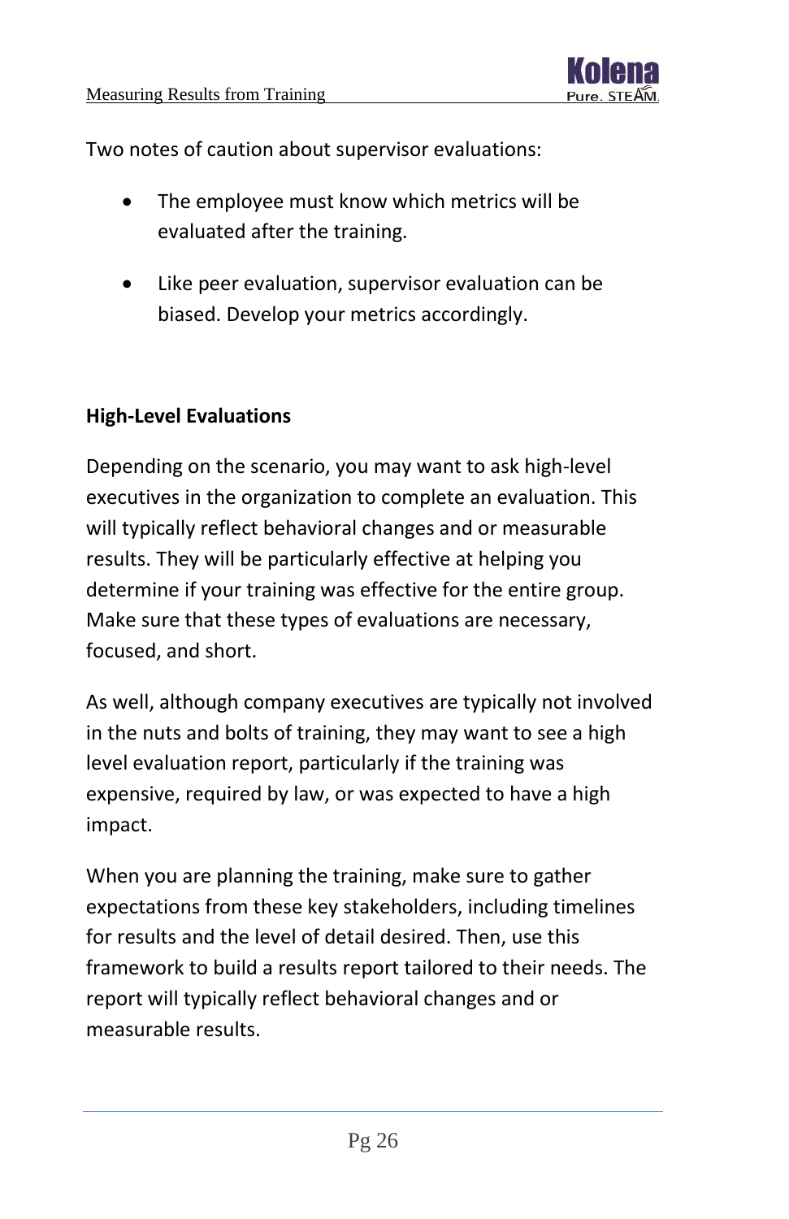Two notes of caution about supervisor evaluations:

- The employee must know which metrics will be evaluated after the training.
- Like peer evaluation, supervisor evaluation can be biased. Develop your metrics accordingly.

**High-Level Evaluations**

Depending on the scenario, you may want to ask high-level executives in the organization to complete an evaluation. This will typically reflect behavioral changes and or measurable results. They will be particularly effective at helping you determine if your training was effective for the entire group. Make sure that these types of evaluations are necessary, focused, and short.

As well, although company executives are typically not involved in the nuts and bolts of training, they may want to see a high level evaluation report, particularly if the training was expensive, required by law, or was expected to have a high impact.

When you are planning the training, make sure to gather expectations from these key stakeholders, including timelines for results and the level of detail desired. Then, use this framework to build a results report tailored to their needs. The report will typically reflect behavioral changes and or measurable results.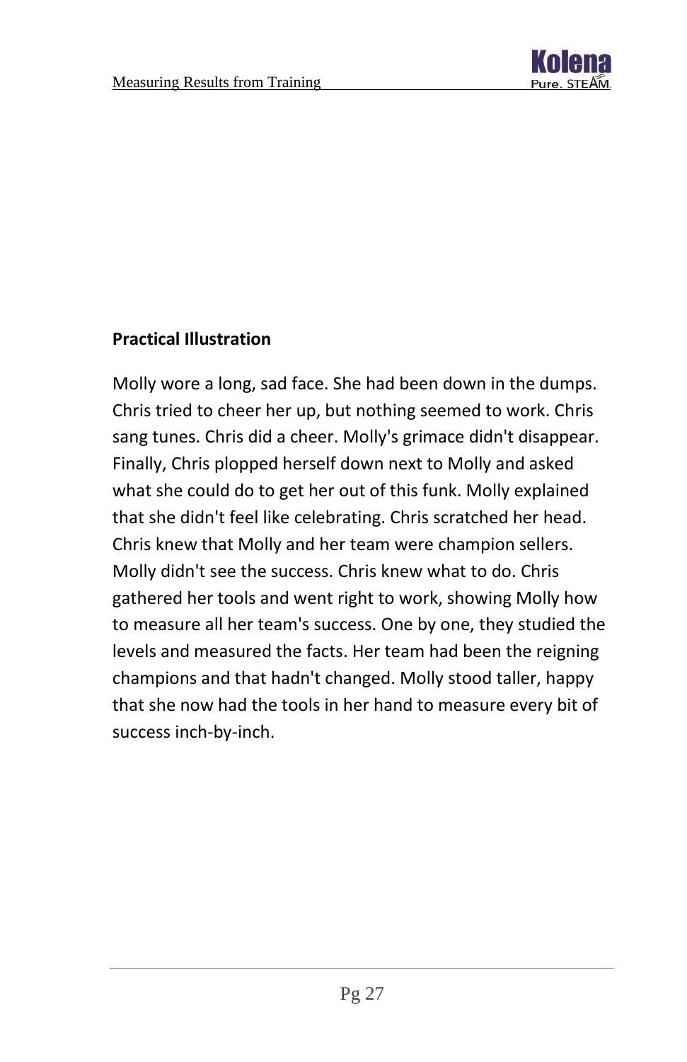## Practical Illustration

Molly wore a long, sad face. She had been down in the dumps. Chris tried to cheer her up, but nothing seemed to work. Chris sang tunes. Chris did a cheer. Molly's grimace didn't disappear. Finally, Chris plopped herself down next to Molly and asked what she could do to get her out of this funk. Molly explained that she didn't feel like celebrating. Chris scratched her head. Chris knew that Molly and her team were champion sellers. Molly didn't see the success. Chris knew what to do. Chris gathered her tools and went right to work, showing Molly how to measure all her team's success. One by one, they studied the levels and measured the facts. Her team had been the reigning champions and that hadn't changed. Molly stood taller, happy that she now had the tools in her hand to measure every bit of success inch-by-inch.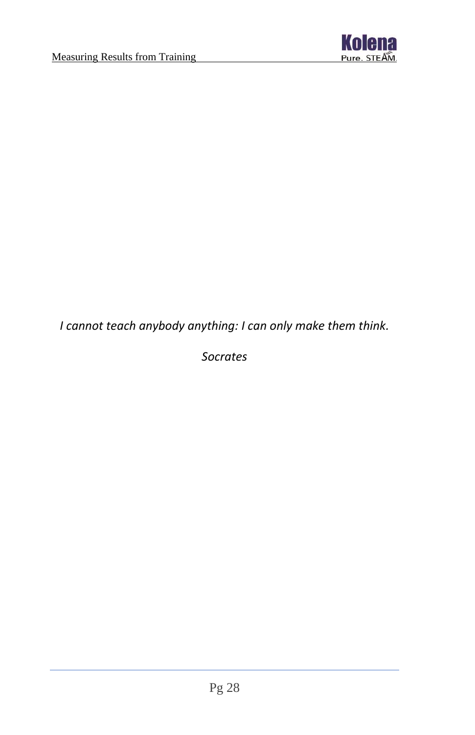*I cannot teach anybody anything: I can only make them think.*

*Socrates*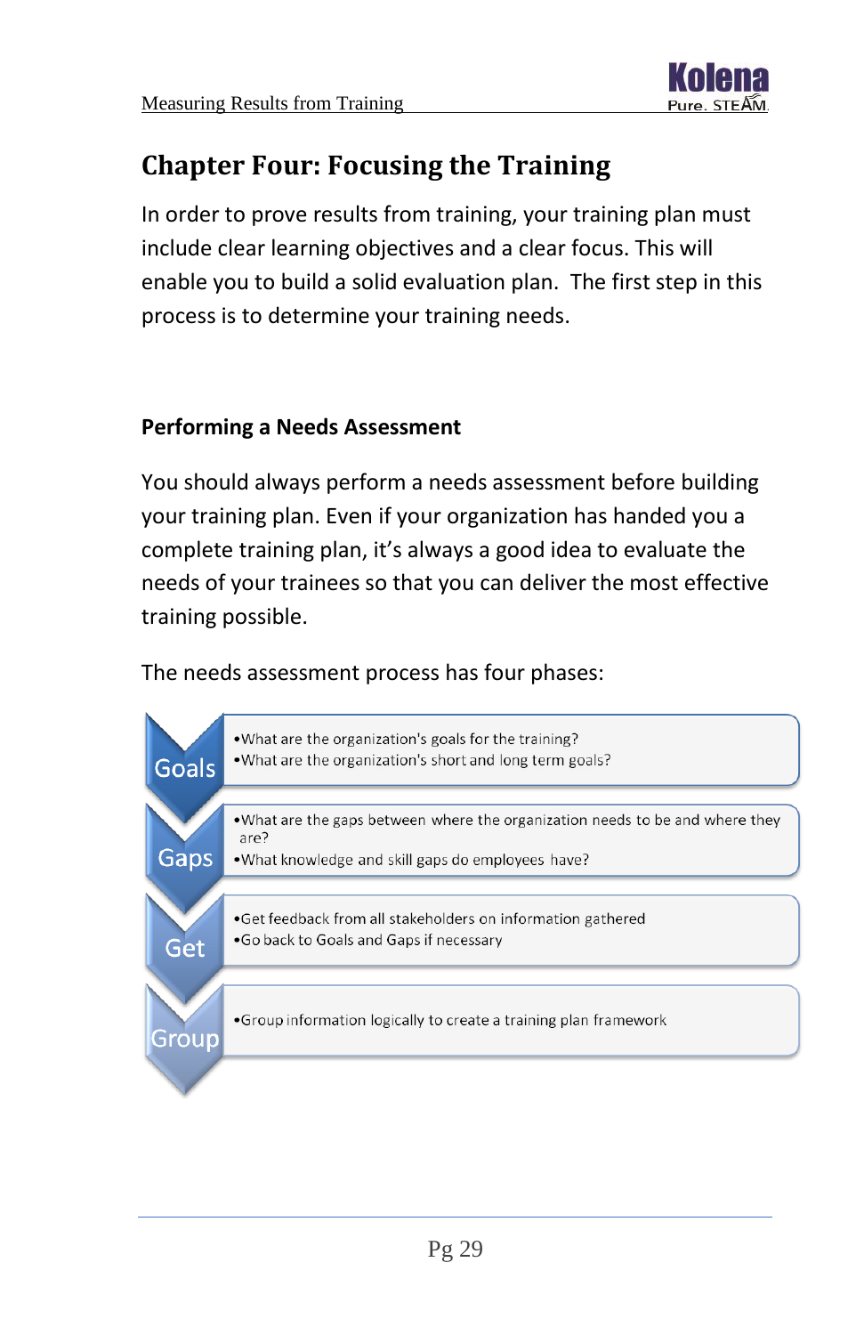# Chapter Four: Focusing the Training

In order to prove results from training, your training plan must include clear learning objectives and a clear focus. This will enable you to build a solid evaluation plan. The first step in this process is to determine your training needs.

## Performing a Needs Assessment

You should always perform a needs assessment before building your training plan. Even if your organization has handed you a complete training plan, it's always a good idea to evaluate the needs of your trainees so that you can deliver the most effective training possible.

The needs assessment process has four phases:

**Goals**
- What are the organization's goals for the training?
- What are the organization's short and long term goals?

**Gaps**
- What are the gaps between where the organization needs to be and where they are?
- What knowledge and skill gaps do employees have?

**Get**
- Get feedback from all stakeholders on information gathered
- Go back to Goals and Gaps if necessary

**Group**
- Group information logically to create a training plan framework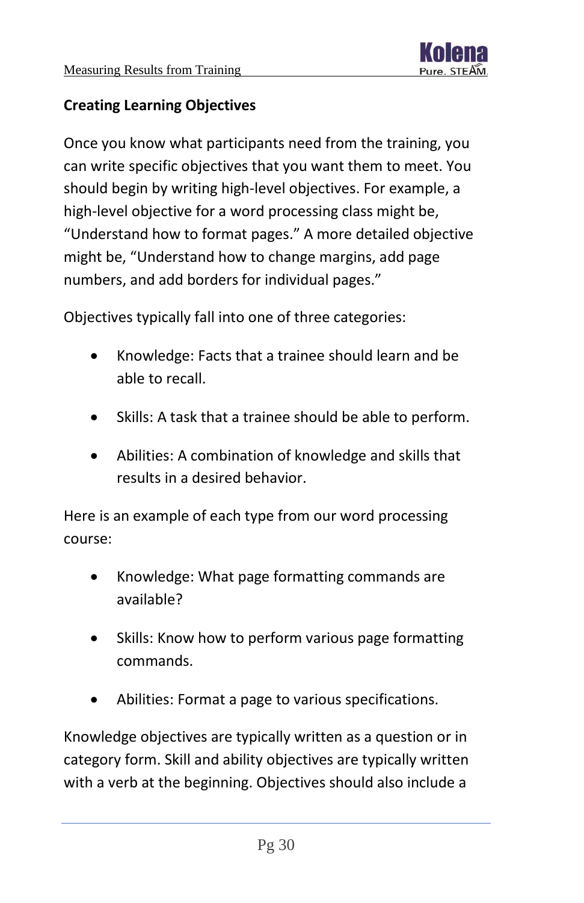## Creating Learning Objectives

Once you know what participants need from the training, you can write specific objectives that you want them to meet. You should begin by writing high-level objectives. For example, a high-level objective for a word processing class might be, "Understand how to format pages." A more detailed objective might be, "Understand how to change margins, add page numbers, and add borders for individual pages."

Objectives typically fall into one of three categories:

- Knowledge: Facts that a trainee should learn and be able to recall.
- Skills: A task that a trainee should be able to perform.
- Abilities: A combination of knowledge and skills that results in a desired behavior.

Here is an example of each type from our word processing course:

- Knowledge: What page formatting commands are available?
- Skills: Know how to perform various page formatting commands.
- Abilities: Format a page to various specifications.

Knowledge objectives are typically written as a question or in category form. Skill and ability objectives are typically written with a verb at the beginning. Objectives should also include a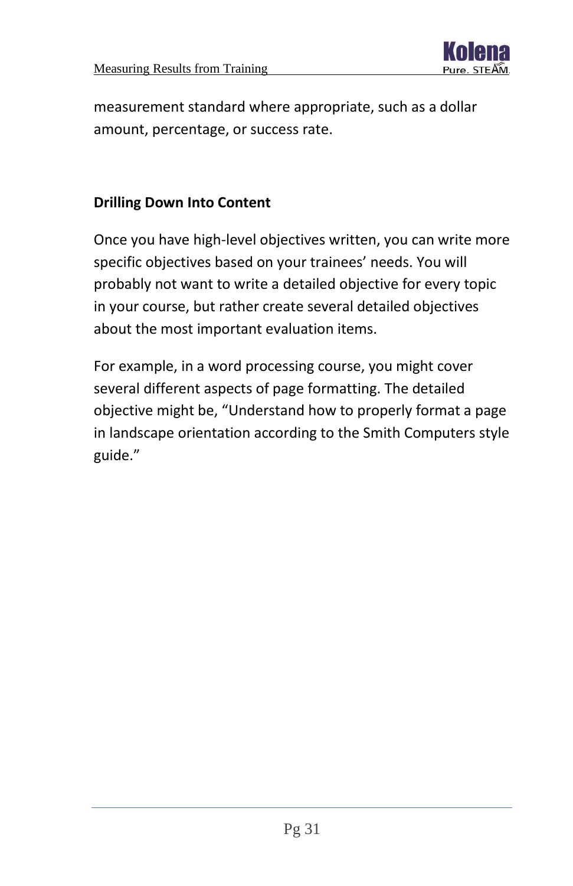measurement standard where appropriate, such as a dollar amount, percentage, or success rate.

**Drilling Down Into Content**

Once you have high-level objectives written, you can write more specific objectives based on your trainees' needs. You will probably not want to write a detailed objective for every topic in your course, but rather create several detailed objectives about the most important evaluation items.

For example, in a word processing course, you might cover several different aspects of page formatting. The detailed objective might be, "Understand how to properly format a page in landscape orientation according to the Smith Computers style guide."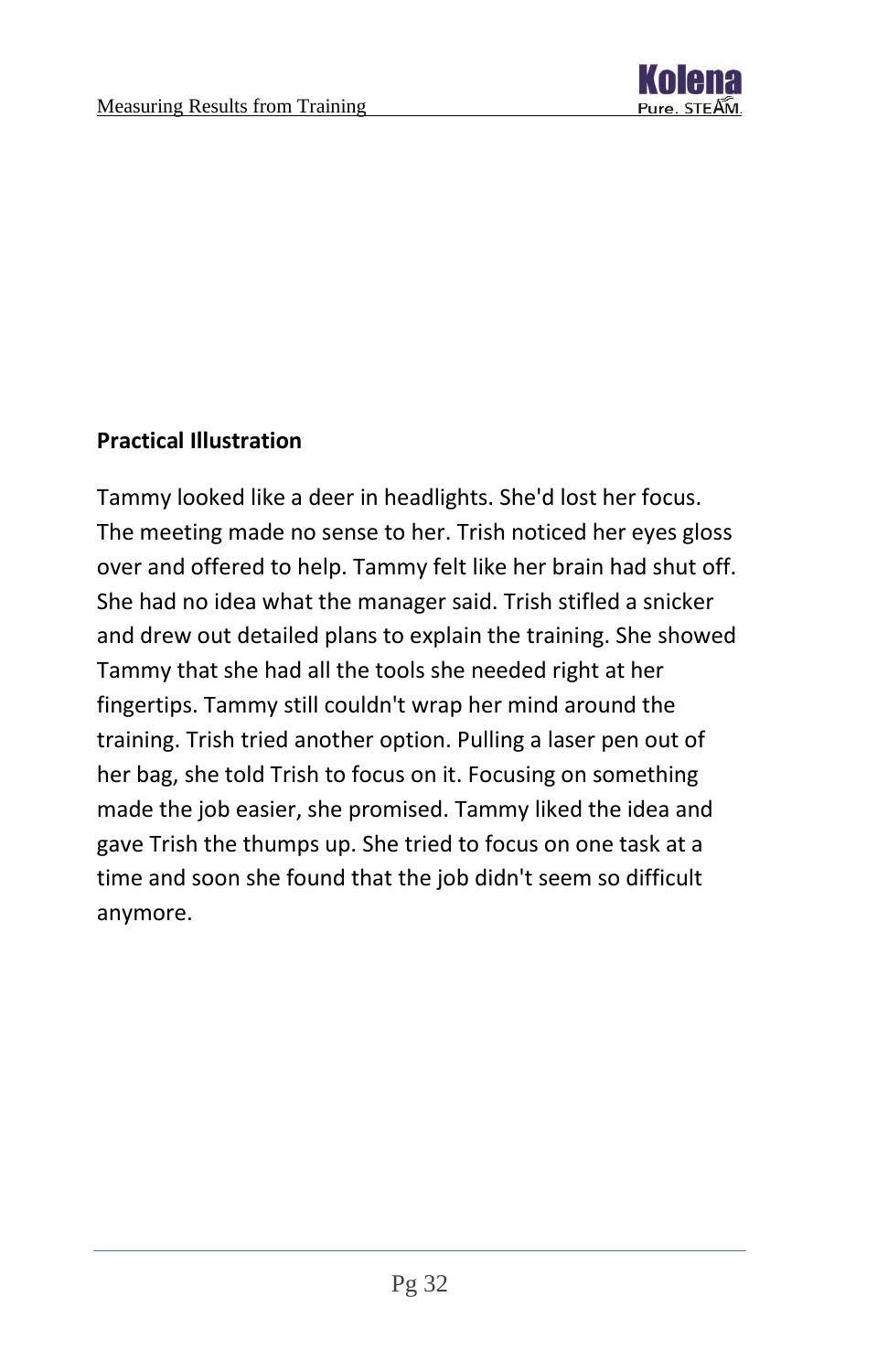**Practical Illustration**

Tammy looked like a deer in headlights. She'd lost her focus. The meeting made no sense to her. Trish noticed her eyes gloss over and offered to help. Tammy felt like her brain had shut off. She had no idea what the manager said. Trish stifled a snicker and drew out detailed plans to explain the training. She showed Tammy that she had all the tools she needed right at her fingertips. Tammy still couldn't wrap her mind around the training. Trish tried another option. Pulling a laser pen out of her bag, she told Trish to focus on it. Focusing on something made the job easier, she promised. Tammy liked the idea and gave Trish the thumps up. She tried to focus on one task at a time and soon she found that the job didn't seem so difficult anymore.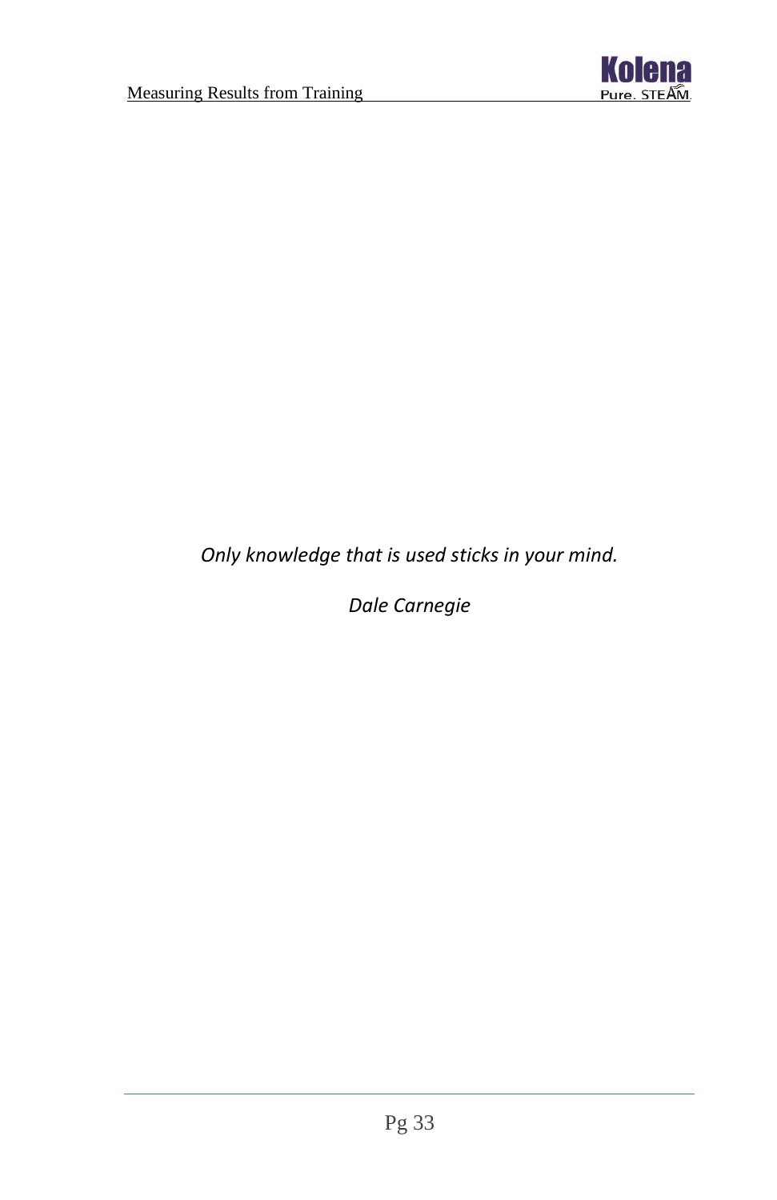*Only knowledge that is used sticks in your mind.*

*Dale Carnegie*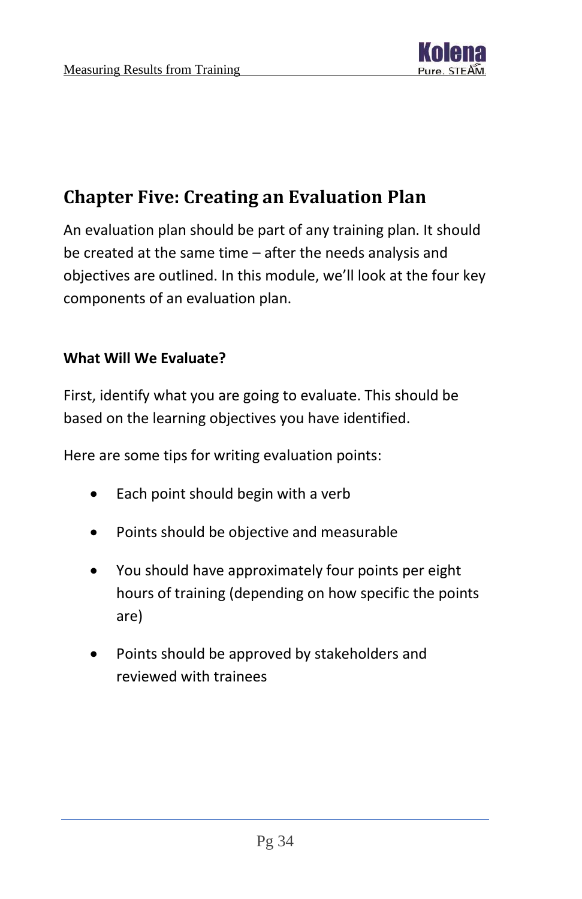# Chapter Five: Creating an Evaluation Plan

An evaluation plan should be part of any training plan. It should be created at the same time – after the needs analysis and objectives are outlined. In this module, we'll look at the four key components of an evaluation plan.

### What Will We Evaluate?

First, identify what you are going to evaluate. This should be based on the learning objectives you have identified.

Here are some tips for writing evaluation points:

- Each point should begin with a verb
- Points should be objective and measurable
- You should have approximately four points per eight hours of training (depending on how specific the points are)
- Points should be approved by stakeholders and reviewed with trainees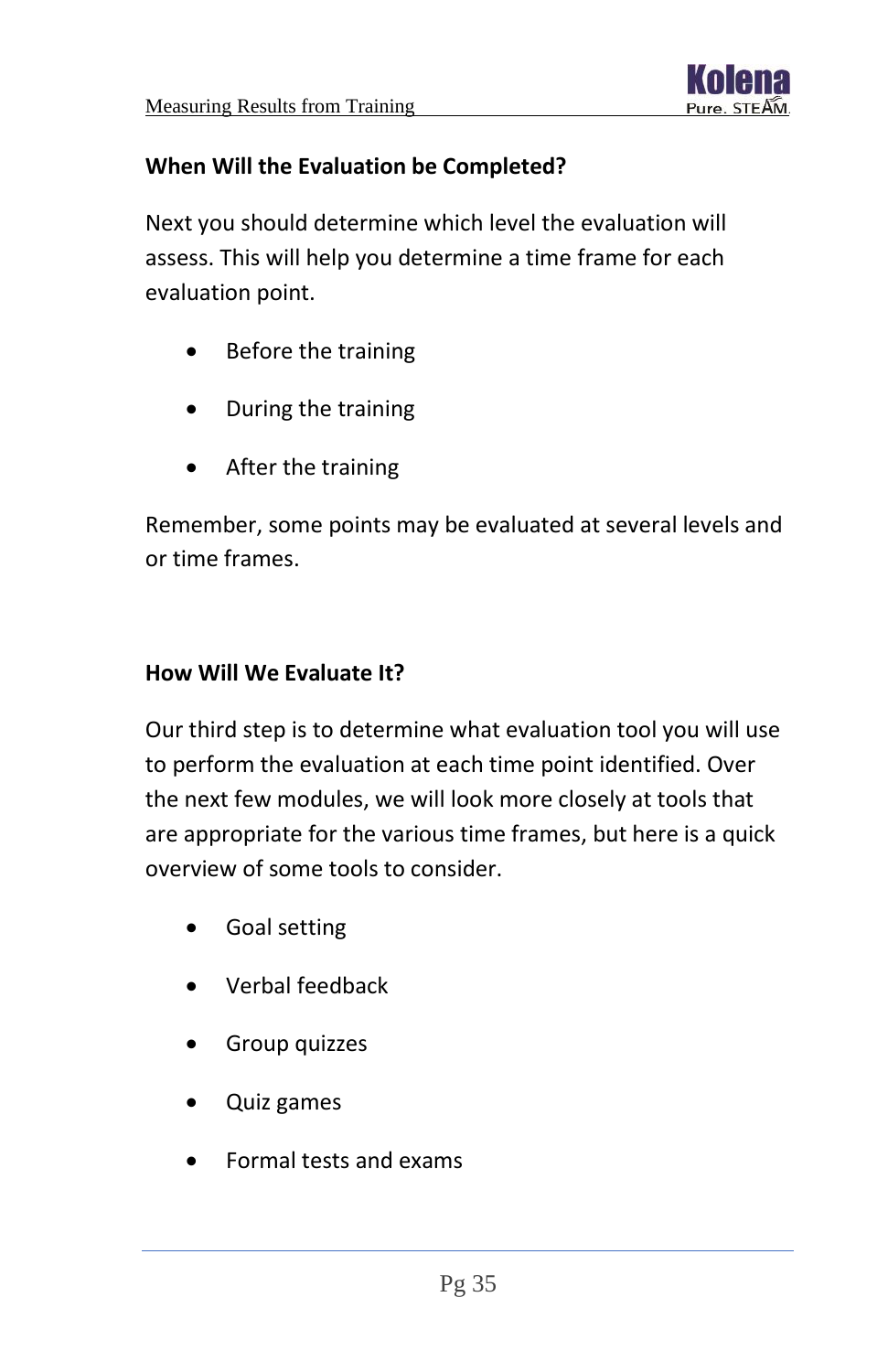## When Will the Evaluation be Completed?

Next you should determine which level the evaluation will assess. This will help you determine a time frame for each evaluation point.

- Before the training
- During the training
- After the training

Remember, some points may be evaluated at several levels and or time frames.

## How Will We Evaluate It?

Our third step is to determine what evaluation tool you will use to perform the evaluation at each time point identified. Over the next few modules, we will look more closely at tools that are appropriate for the various time frames, but here is a quick overview of some tools to consider.

- Goal setting
- Verbal feedback
- Group quizzes
- Quiz games
- Formal tests and exams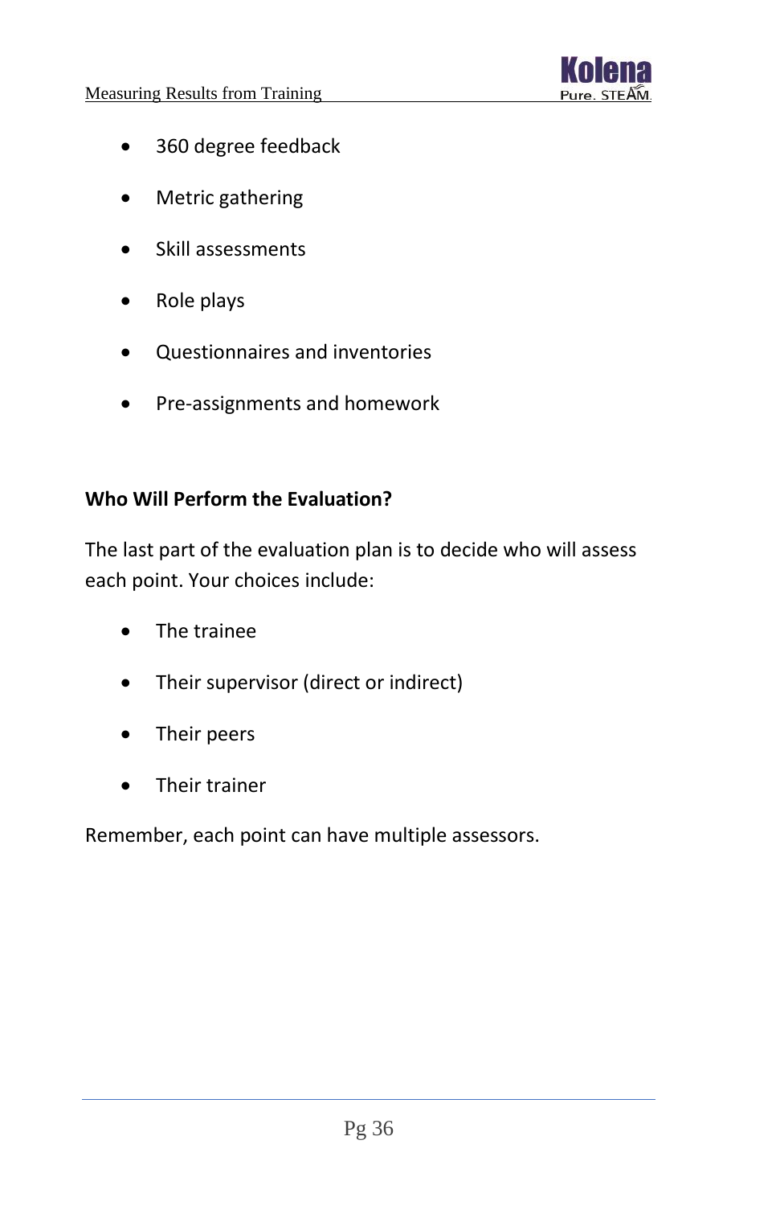- 360 degree feedback
- Metric gathering
- Skill assessments
- Role plays
- Questionnaires and inventories
- Pre-assignments and homework

### Who Will Perform the Evaluation?

The last part of the evaluation plan is to decide who will assess each point. Your choices include:

- The trainee
- Their supervisor (direct or indirect)
- Their peers
- Their trainer

Remember, each point can have multiple assessors.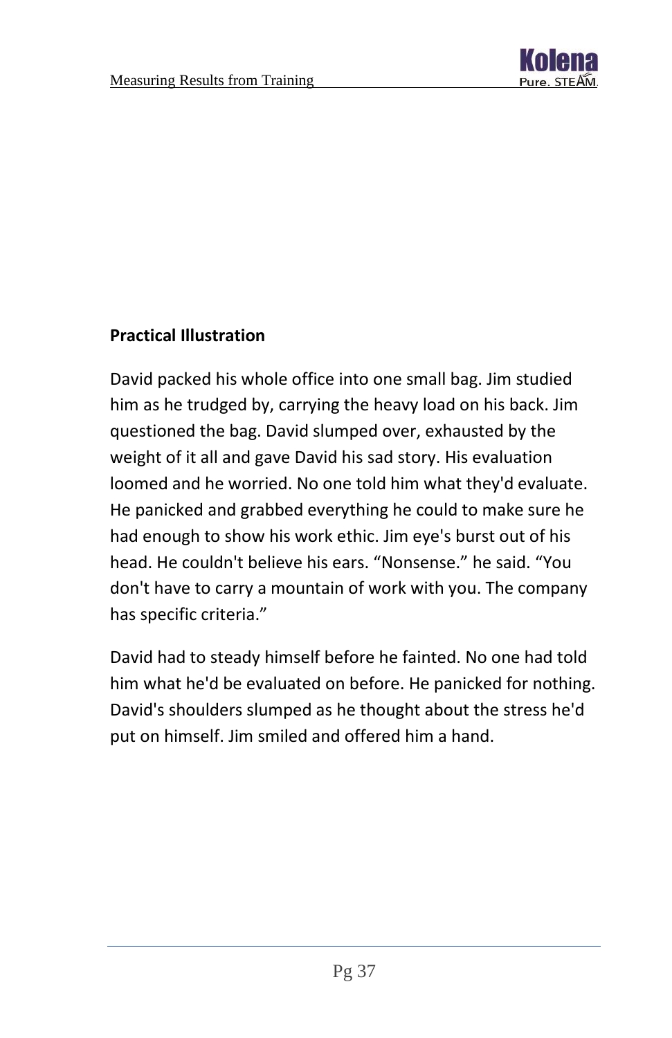## Practical Illustration

David packed his whole office into one small bag. Jim studied him as he trudged by, carrying the heavy load on his back. Jim questioned the bag. David slumped over, exhausted by the weight of it all and gave David his sad story. His evaluation loomed and he worried. No one told him what they'd evaluate. He panicked and grabbed everything he could to make sure he had enough to show his work ethic. Jim eye's burst out of his head. He couldn't believe his ears. “Nonsense.” he said. “You don't have to carry a mountain of work with you. The company has specific criteria.”

David had to steady himself before he fainted. No one had told him what he'd be evaluated on before. He panicked for nothing. David's shoulders slumped as he thought about the stress he'd put on himself. Jim smiled and offered him a hand.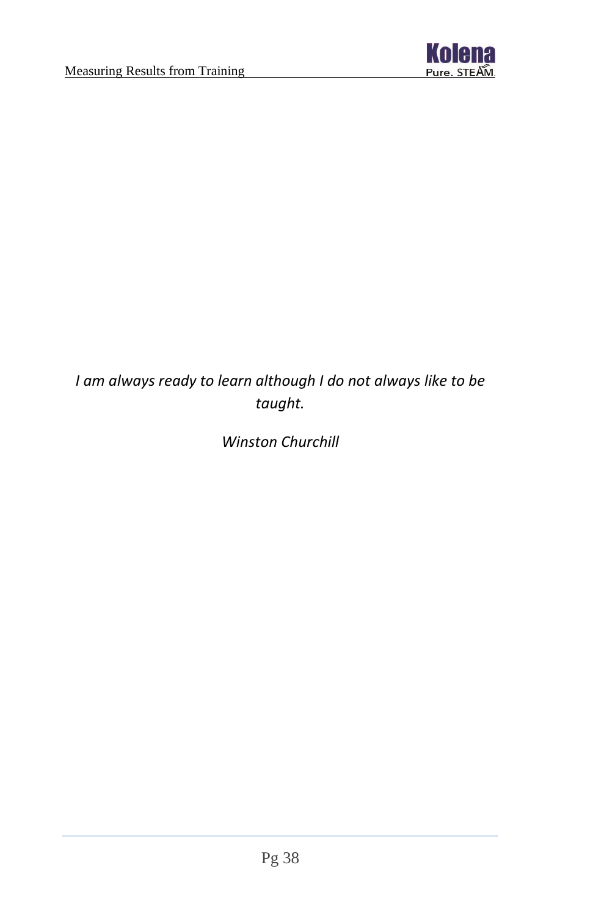*I am always ready to learn although I do not always like to be taught.*

*Winston Churchill*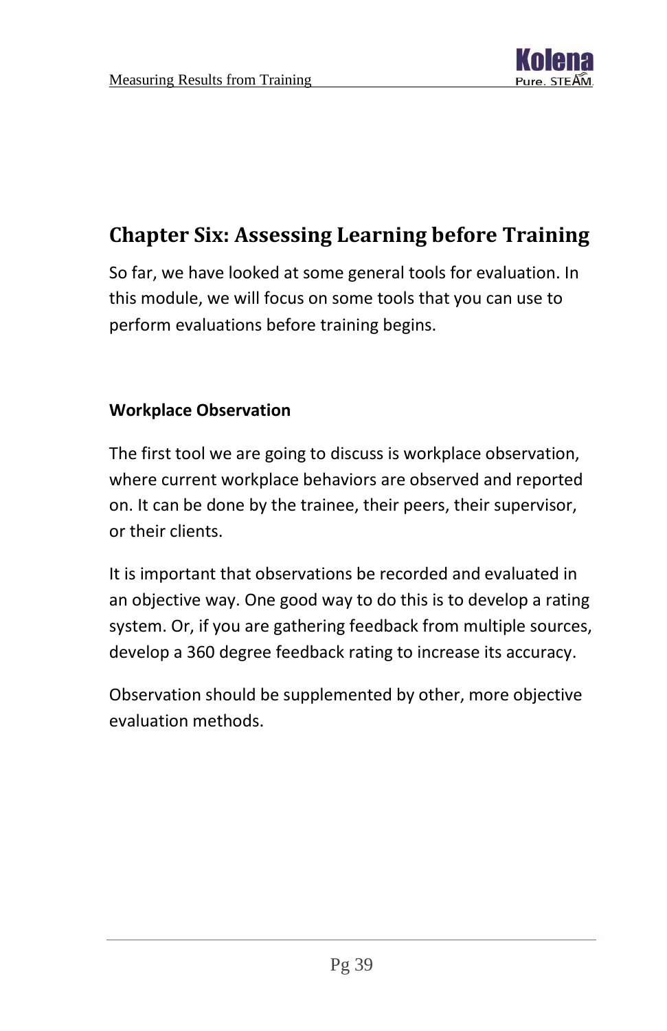## Chapter Six: Assessing Learning before Training

So far, we have looked at some general tools for evaluation. In this module, we will focus on some tools that you can use to perform evaluations before training begins.

### Workplace Observation

The first tool we are going to discuss is workplace observation, where current workplace behaviors are observed and reported on. It can be done by the trainee, their peers, their supervisor, or their clients.

It is important that observations be recorded and evaluated in an objective way. One good way to do this is to develop a rating system. Or, if you are gathering feedback from multiple sources, develop a 360 degree feedback rating to increase its accuracy.

Observation should be supplemented by other, more objective evaluation methods.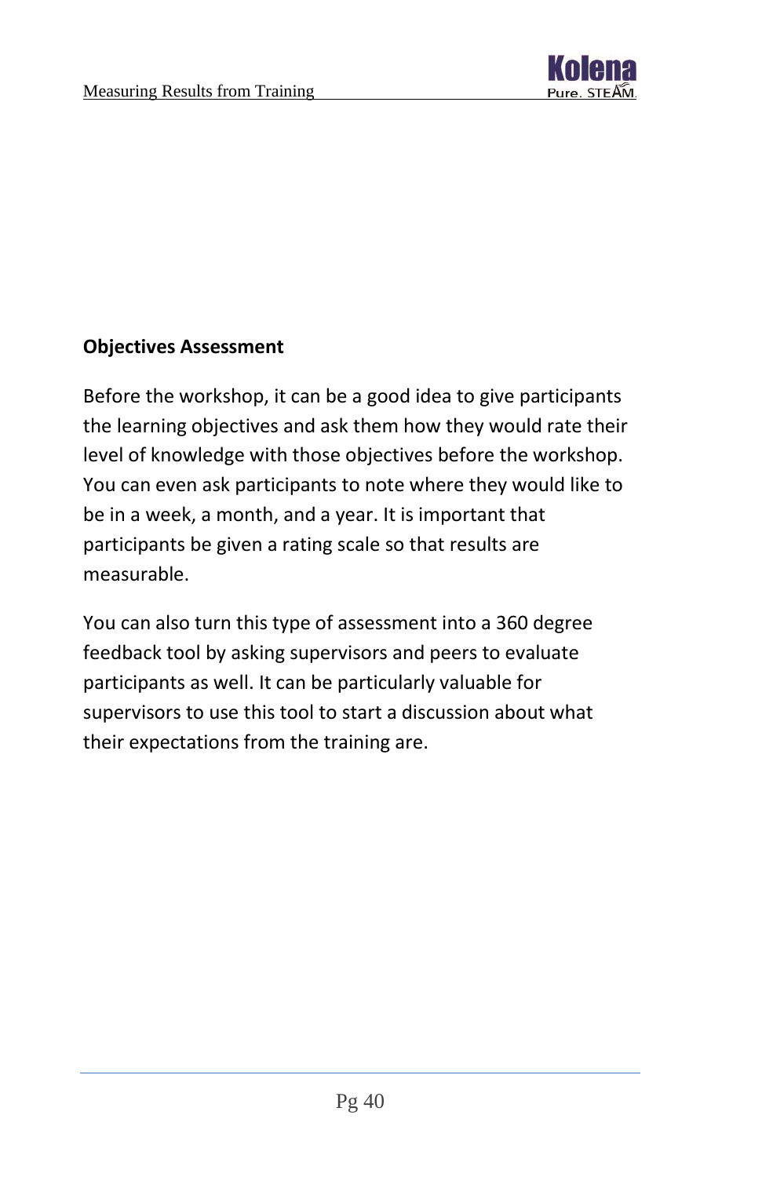**Objectives Assessment**

Before the workshop, it can be a good idea to give participants the learning objectives and ask them how they would rate their level of knowledge with those objectives before the workshop. You can even ask participants to note where they would like to be in a week, a month, and a year. It is important that participants be given a rating scale so that results are measurable.

You can also turn this type of assessment into a 360 degree feedback tool by asking supervisors and peers to evaluate participants as well. It can be particularly valuable for supervisors to use this tool to start a discussion about what their expectations from the training are.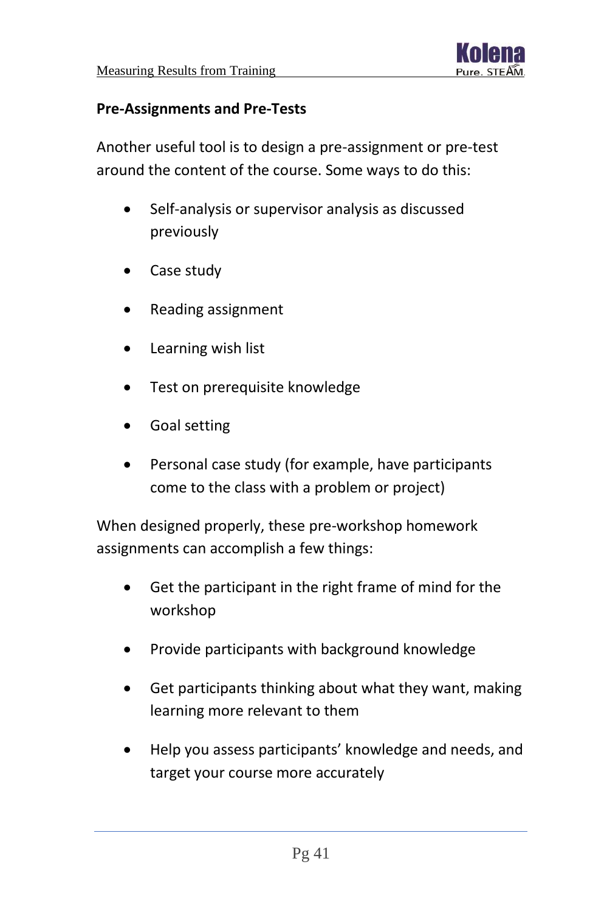### Pre-Assignments and Pre-Tests

Another useful tool is to design a pre-assignment or pre-test around the content of the course. Some ways to do this:

- Self-analysis or supervisor analysis as discussed previously
- Case study
- Reading assignment
- Learning wish list
- Test on prerequisite knowledge
- Goal setting
- Personal case study (for example, have participants come to the class with a problem or project)

When designed properly, these pre-workshop homework assignments can accomplish a few things:

- Get the participant in the right frame of mind for the workshop
- Provide participants with background knowledge
- Get participants thinking about what they want, making learning more relevant to them
- Help you assess participants' knowledge and needs, and target your course more accurately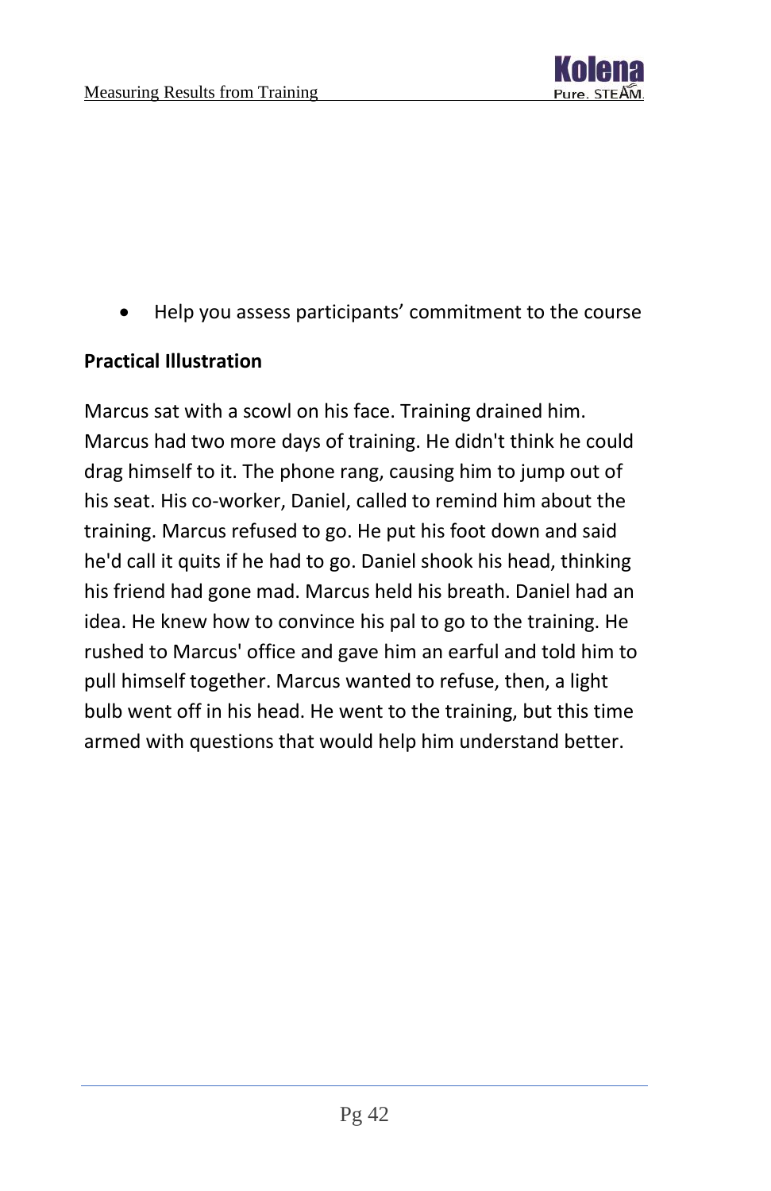- Help you assess participants' commitment to the course

**Practical Illustration**

Marcus sat with a scowl on his face. Training drained him. Marcus had two more days of training. He didn't think he could drag himself to it. The phone rang, causing him to jump out of his seat. His co-worker, Daniel, called to remind him about the training. Marcus refused to go. He put his foot down and said he'd call it quits if he had to go. Daniel shook his head, thinking his friend had gone mad. Marcus held his breath. Daniel had an idea. He knew how to convince his pal to go to the training. He rushed to Marcus' office and gave him an earful and told him to pull himself together. Marcus wanted to refuse, then, a light bulb went off in his head. He went to the training, but this time armed with questions that would help him understand better.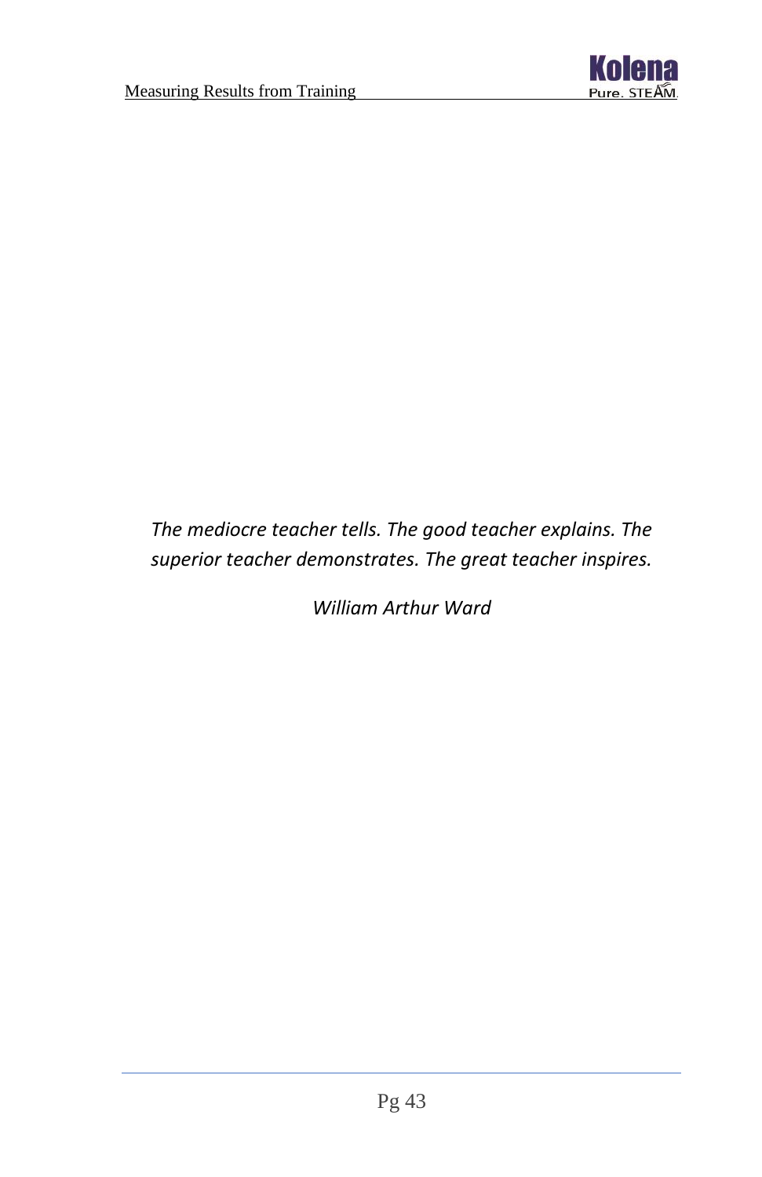*The mediocre teacher tells. The good teacher explains. The superior teacher demonstrates. The great teacher inspires.*

*William Arthur Ward*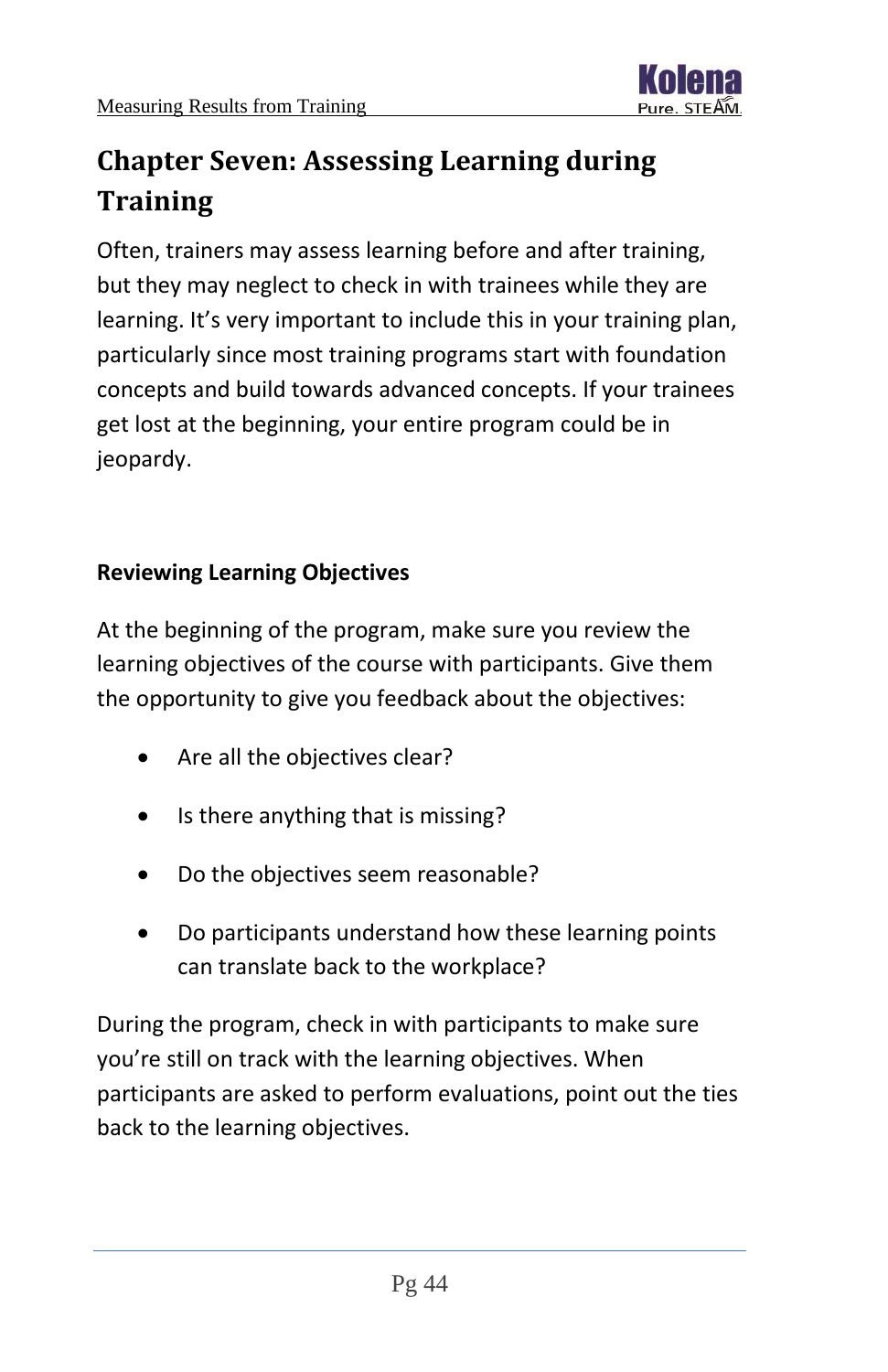# Chapter Seven: Assessing Learning during Training

Often, trainers may assess learning before and after training, but they may neglect to check in with trainees while they are learning. It's very important to include this in your training plan, particularly since most training programs start with foundation concepts and build towards advanced concepts. If your trainees get lost at the beginning, your entire program could be in jeopardy.

## Reviewing Learning Objectives

At the beginning of the program, make sure you review the learning objectives of the course with participants. Give them the opportunity to give you feedback about the objectives:

- Are all the objectives clear?
- Is there anything that is missing?
- Do the objectives seem reasonable?
- Do participants understand how these learning points can translate back to the workplace?

During the program, check in with participants to make sure you're still on track with the learning objectives. When participants are asked to perform evaluations, point out the ties back to the learning objectives.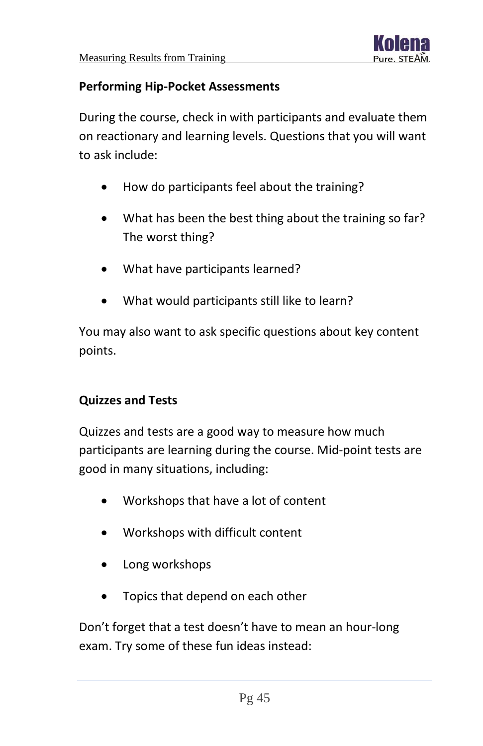### Performing Hip-Pocket Assessments

During the course, check in with participants and evaluate them on reactionary and learning levels. Questions that you will want to ask include:

- How do participants feel about the training?
- What has been the best thing about the training so far? The worst thing?
- What have participants learned?
- What would participants still like to learn?

You may also want to ask specific questions about key content points.

### Quizzes and Tests

Quizzes and tests are a good way to measure how much participants are learning during the course. Mid-point tests are good in many situations, including:

- Workshops that have a lot of content
- Workshops with difficult content
- Long workshops
- Topics that depend on each other

Don't forget that a test doesn't have to mean an hour-long exam. Try some of these fun ideas instead: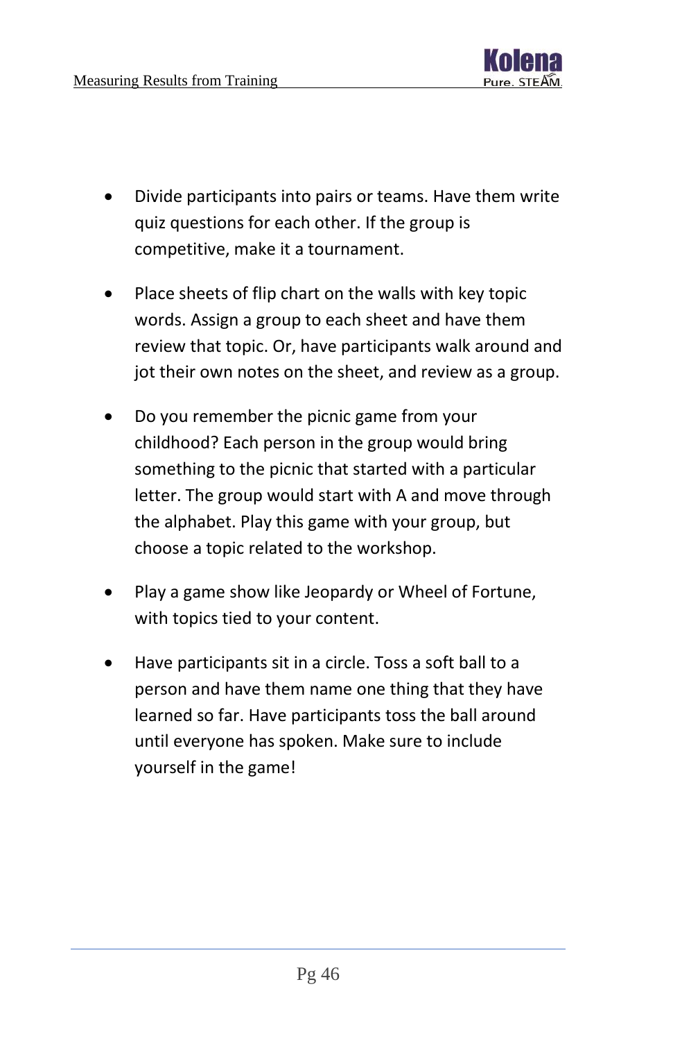- Divide participants into pairs or teams. Have them write quiz questions for each other. If the group is competitive, make it a tournament.

- Place sheets of flip chart on the walls with key topic words. Assign a group to each sheet and have them review that topic. Or, have participants walk around and jot their own notes on the sheet, and review as a group.

- Do you remember the picnic game from your childhood? Each person in the group would bring something to the picnic that started with a particular letter. The group would start with A and move through the alphabet. Play this game with your group, but choose a topic related to the workshop.

- Play a game show like Jeopardy or Wheel of Fortune, with topics tied to your content.

- Have participants sit in a circle. Toss a soft ball to a person and have them name one thing that they have learned so far. Have participants toss the ball around until everyone has spoken. Make sure to include yourself in the game!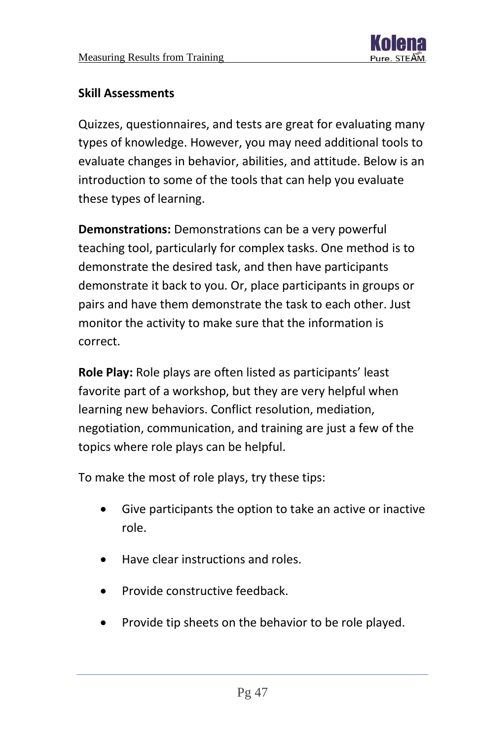## Skill Assessments

Quizzes, questionnaires, and tests are great for evaluating many types of knowledge. However, you may need additional tools to evaluate changes in behavior, abilities, and attitude. Below is an introduction to some of the tools that can help you evaluate these types of learning.

**Demonstrations:** Demonstrations can be a very powerful teaching tool, particularly for complex tasks. One method is to demonstrate the desired task, and then have participants demonstrate it back to you. Or, place participants in groups or pairs and have them demonstrate the task to each other. Just monitor the activity to make sure that the information is correct.

**Role Play:** Role plays are often listed as participants' least favorite part of a workshop, but they are very helpful when learning new behaviors. Conflict resolution, mediation, negotiation, communication, and training are just a few of the topics where role plays can be helpful.

To make the most of role plays, try these tips:

- Give participants the option to take an active or inactive role.
- Have clear instructions and roles.
- Provide constructive feedback.
- Provide tip sheets on the behavior to be role played.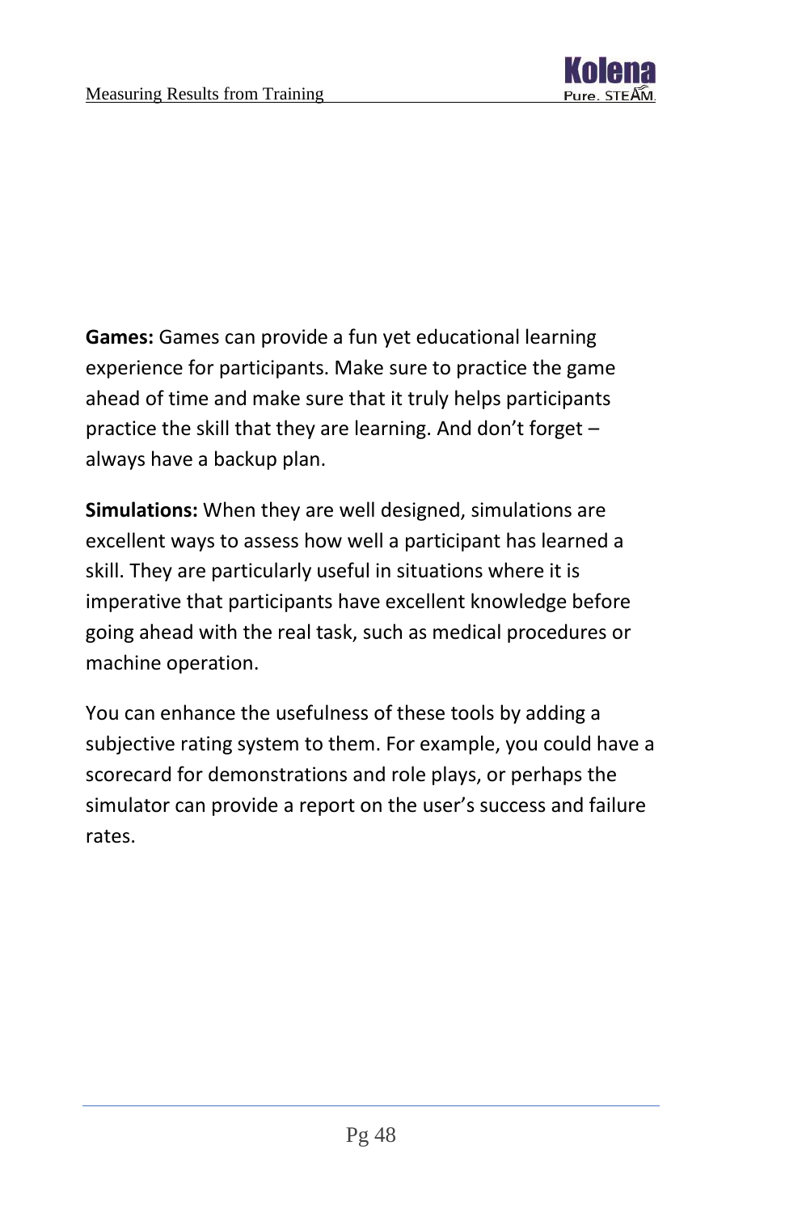**Games:** Games can provide a fun yet educational learning experience for participants. Make sure to practice the game ahead of time and make sure that it truly helps participants practice the skill that they are learning. And don't forget – always have a backup plan.

**Simulations:** When they are well designed, simulations are excellent ways to assess how well a participant has learned a skill. They are particularly useful in situations where it is imperative that participants have excellent knowledge before going ahead with the real task, such as medical procedures or machine operation.

You can enhance the usefulness of these tools by adding a subjective rating system to them. For example, you could have a scorecard for demonstrations and role plays, or perhaps the simulator can provide a report on the user's success and failure rates.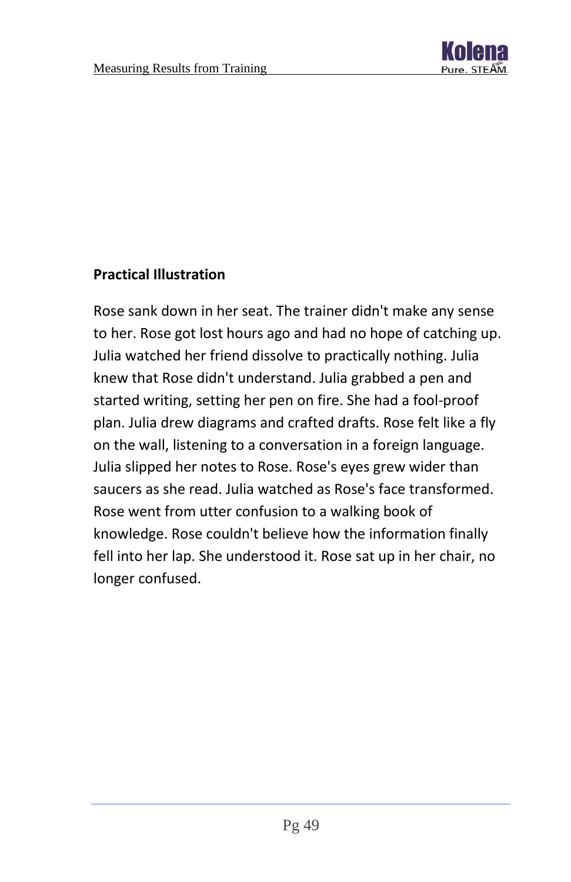**Practical Illustration**

Rose sank down in her seat. The trainer didn't make any sense to her. Rose got lost hours ago and had no hope of catching up. Julia watched her friend dissolve to practically nothing. Julia knew that Rose didn't understand. Julia grabbed a pen and started writing, setting her pen on fire. She had a fool-proof plan. Julia drew diagrams and crafted drafts. Rose felt like a fly on the wall, listening to a conversation in a foreign language. Julia slipped her notes to Rose. Rose's eyes grew wider than saucers as she read. Julia watched as Rose's face transformed. Rose went from utter confusion to a walking book of knowledge. Rose couldn't believe how the information finally fell into her lap. She understood it. Rose sat up in her chair, no longer confused.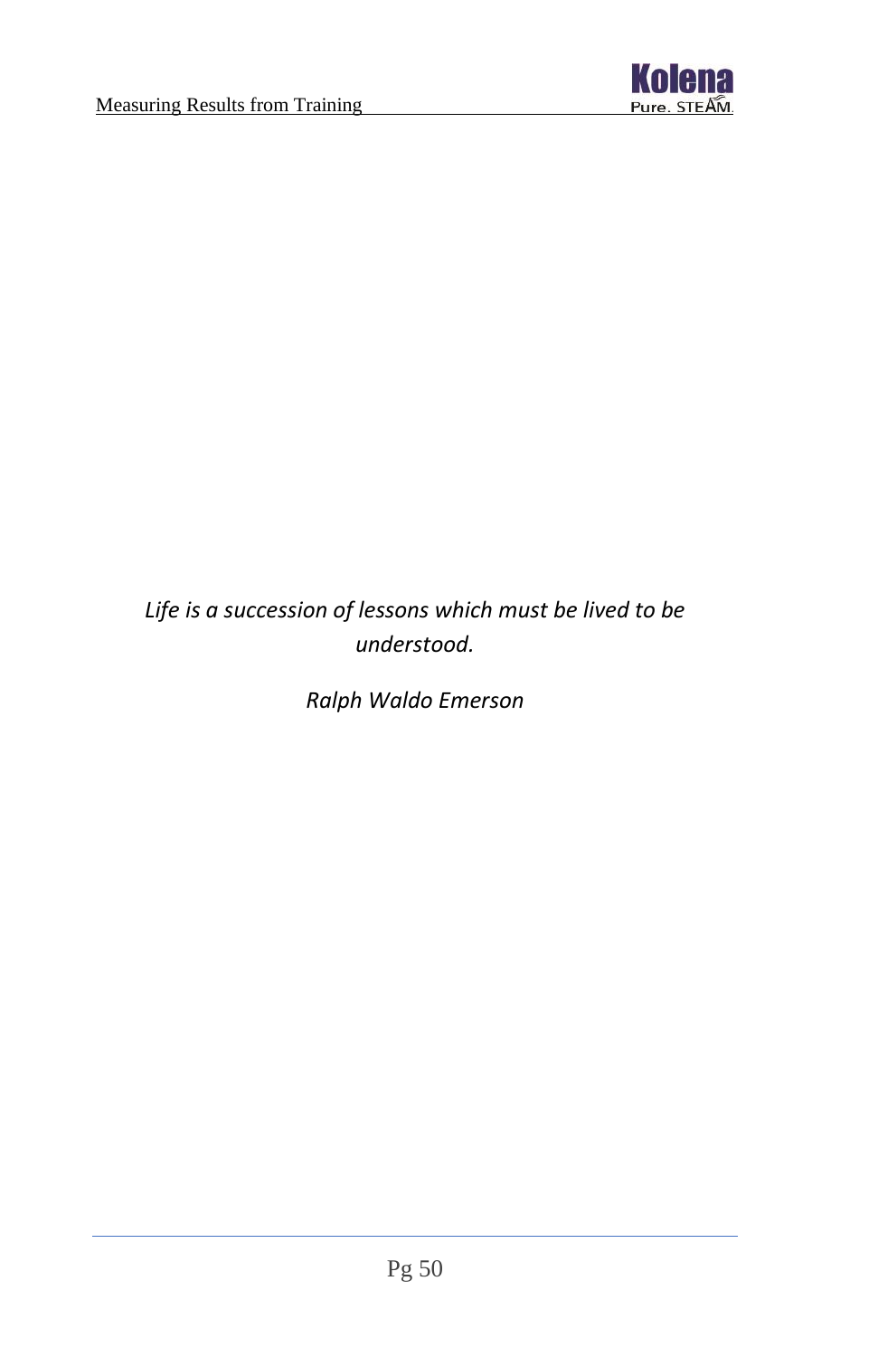*Life is a succession of lessons which must be lived to be understood.*

*Ralph Waldo Emerson*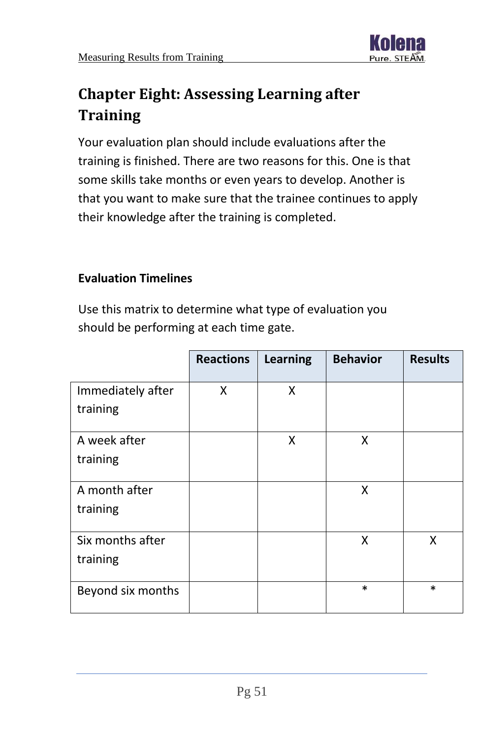# Chapter Eight: Assessing Learning after Training

Your evaluation plan should include evaluations after the training is finished. There are two reasons for this. One is that some skills take months or even years to develop. Another is that you want to make sure that the trainee continues to apply their knowledge after the training is completed.

### Evaluation Timelines

Use this matrix to determine what type of evaluation you should be performing at each time gate.

| | Reactions | Learning | Behavior | Results |
|---|---|---|---|---|
| Immediately after training | X | X | | |
| A week after training | | X | X | |
| A month after training | | | X | |
| Six months after training | | | X | X |
| Beyond six months | | | * | * |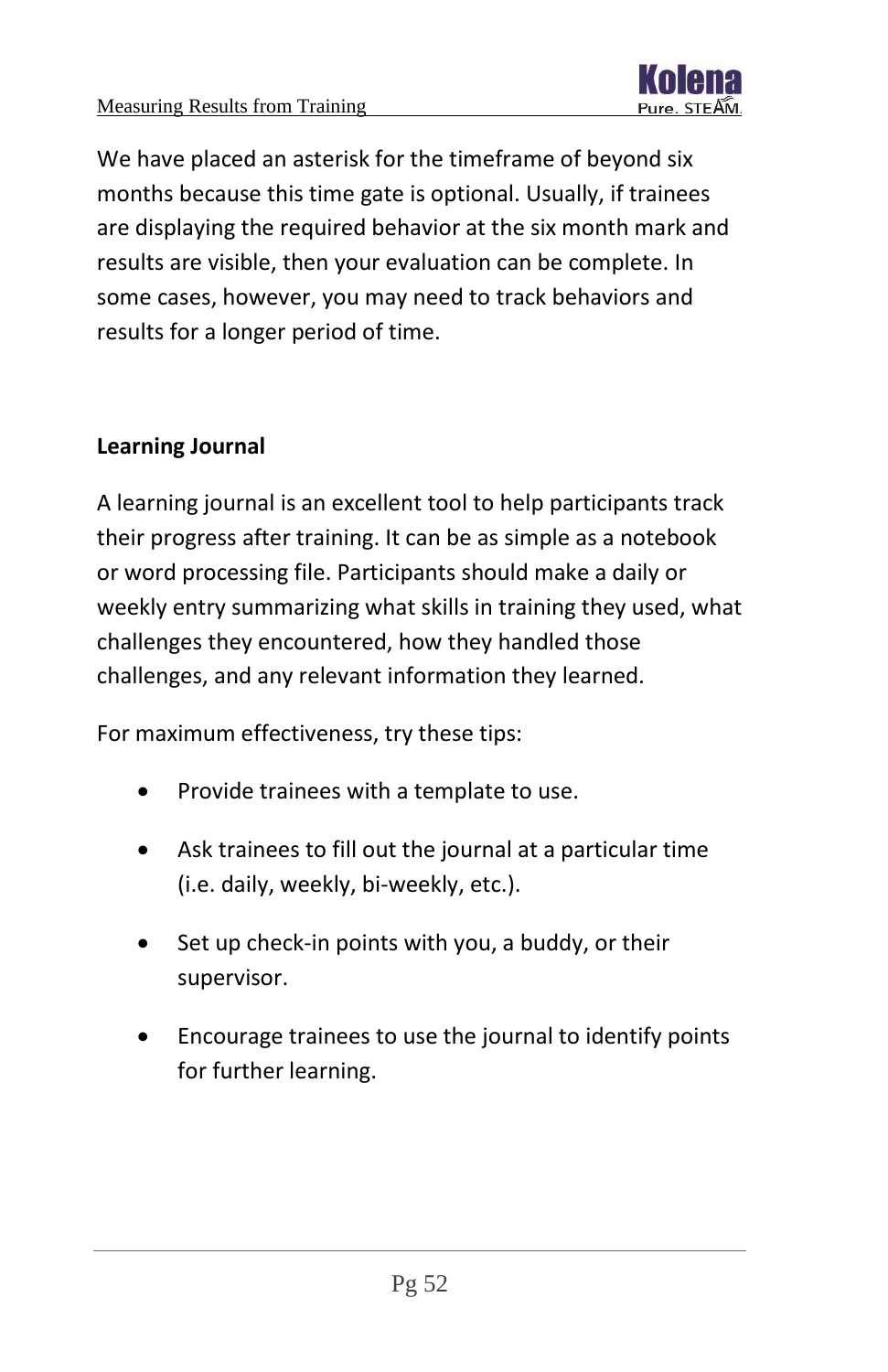We have placed an asterisk for the timeframe of beyond six months because this time gate is optional. Usually, if trainees are displaying the required behavior at the six month mark and results are visible, then your evaluation can be complete. In some cases, however, you may need to track behaviors and results for a longer period of time.

**Learning Journal**

A learning journal is an excellent tool to help participants track their progress after training. It can be as simple as a notebook or word processing file. Participants should make a daily or weekly entry summarizing what skills in training they used, what challenges they encountered, how they handled those challenges, and any relevant information they learned.

For maximum effectiveness, try these tips:

- Provide trainees with a template to use.
- Ask trainees to fill out the journal at a particular time (i.e. daily, weekly, bi-weekly, etc.).
- Set up check-in points with you, a buddy, or their supervisor.
- Encourage trainees to use the journal to identify points for further learning.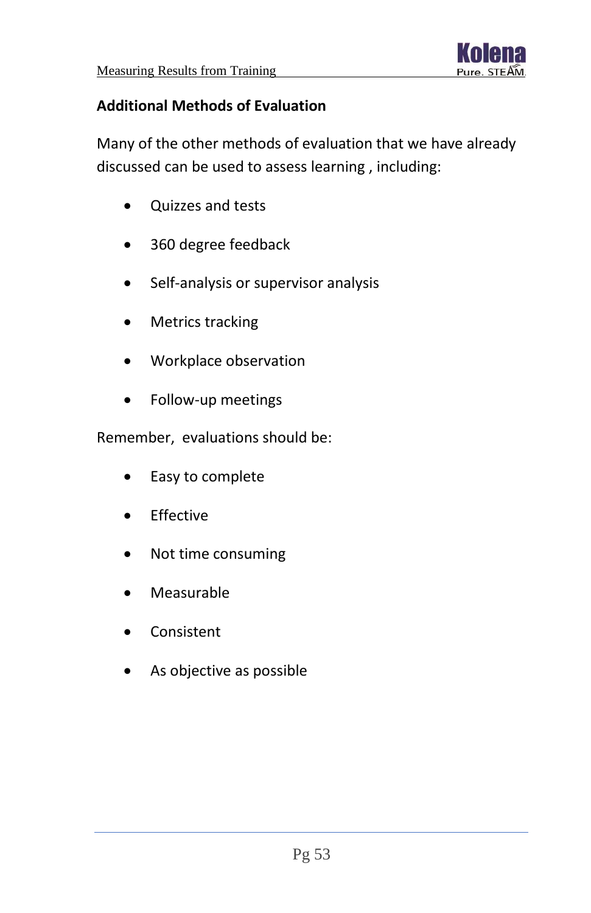## Additional Methods of Evaluation

Many of the other methods of evaluation that we have already discussed can be used to assess learning , including:

- Quizzes and tests
- 360 degree feedback
- Self-analysis or supervisor analysis
- Metrics tracking
- Workplace observation
- Follow-up meetings

Remember,  evaluations should be:

- Easy to complete
- Effective
- Not time consuming
- Measurable
- Consistent
- As objective as possible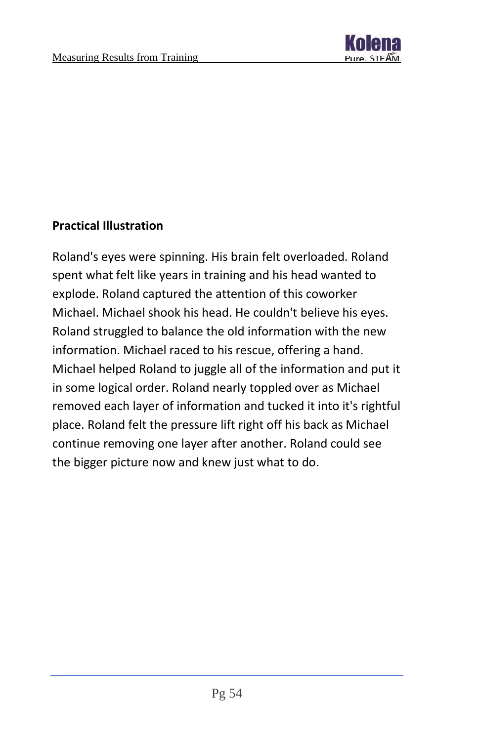**Practical Illustration**

Roland's eyes were spinning. His brain felt overloaded. Roland spent what felt like years in training and his head wanted to explode. Roland captured the attention of this coworker Michael. Michael shook his head. He couldn't believe his eyes. Roland struggled to balance the old information with the new information. Michael raced to his rescue, offering a hand. Michael helped Roland to juggle all of the information and put it in some logical order. Roland nearly toppled over as Michael removed each layer of information and tucked it into it's rightful place. Roland felt the pressure lift right off his back as Michael continue removing one layer after another. Roland could see the bigger picture now and knew just what to do.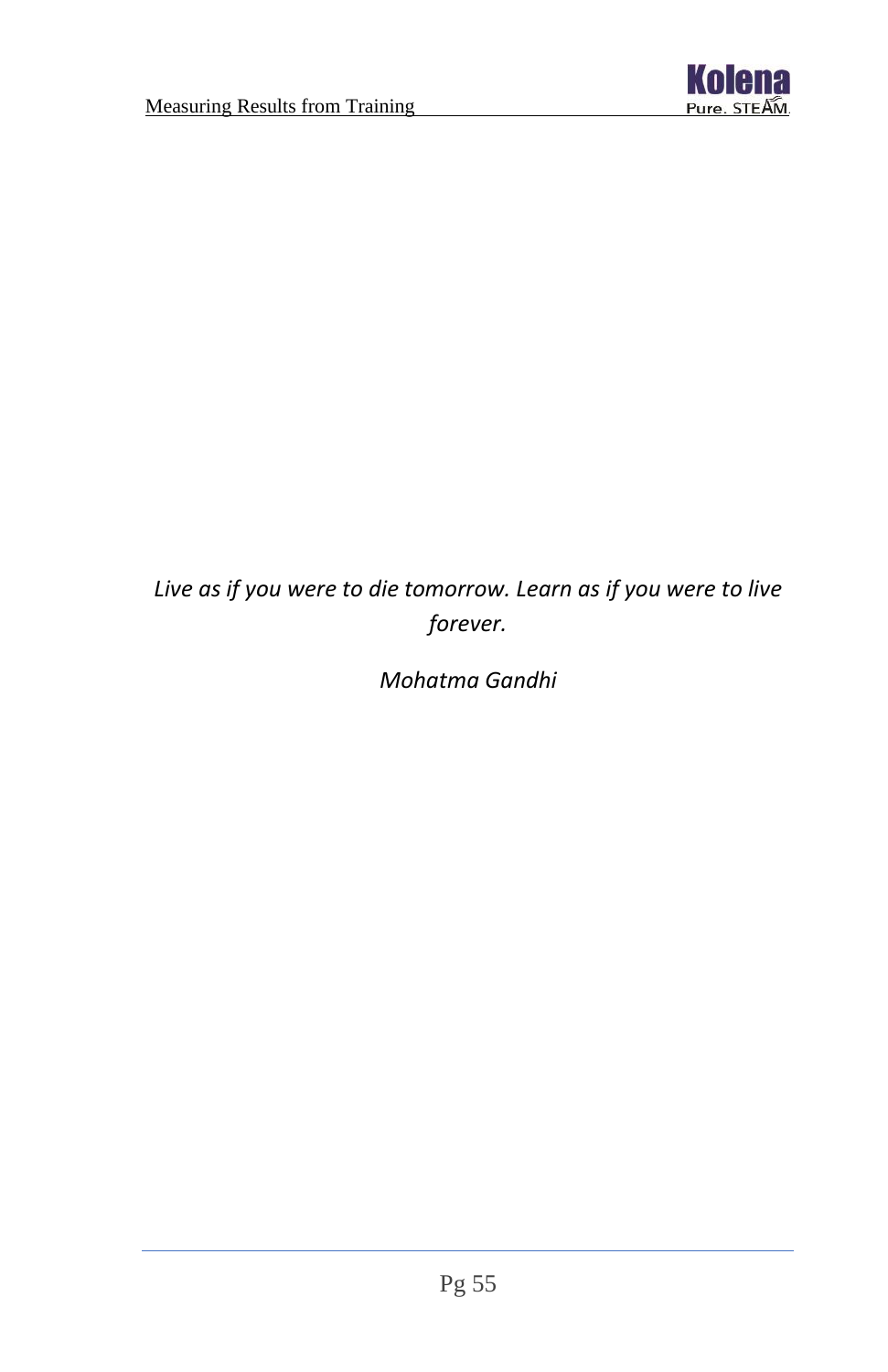*Live as if you were to die tomorrow. Learn as if you were to live forever.*

*Mohatma Gandhi*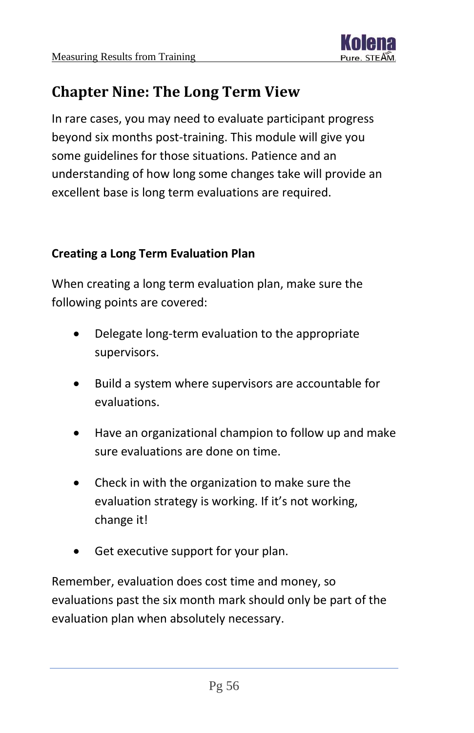# Chapter Nine: The Long Term View

In rare cases, you may need to evaluate participant progress beyond six months post-training. This module will give you some guidelines for those situations. Patience and an understanding of how long some changes take will provide an excellent base is long term evaluations are required.

### Creating a Long Term Evaluation Plan

When creating a long term evaluation plan, make sure the following points are covered:

- Delegate long-term evaluation to the appropriate supervisors.
- Build a system where supervisors are accountable for evaluations.
- Have an organizational champion to follow up and make sure evaluations are done on time.
- Check in with the organization to make sure the evaluation strategy is working. If it's not working, change it!
- Get executive support for your plan.

Remember, evaluation does cost time and money, so evaluations past the six month mark should only be part of the evaluation plan when absolutely necessary.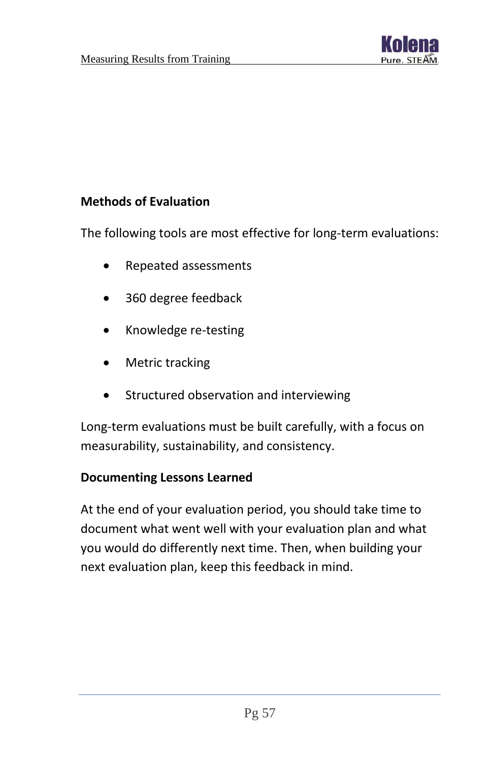### Methods of Evaluation

The following tools are most effective for long-term evaluations:

- Repeated assessments
- 360 degree feedback
- Knowledge re-testing
- Metric tracking
- Structured observation and interviewing

Long-term evaluations must be built carefully, with a focus on measurability, sustainability, and consistency.

### Documenting Lessons Learned

At the end of your evaluation period, you should take time to document what went well with your evaluation plan and what you would do differently next time. Then, when building your next evaluation plan, keep this feedback in mind.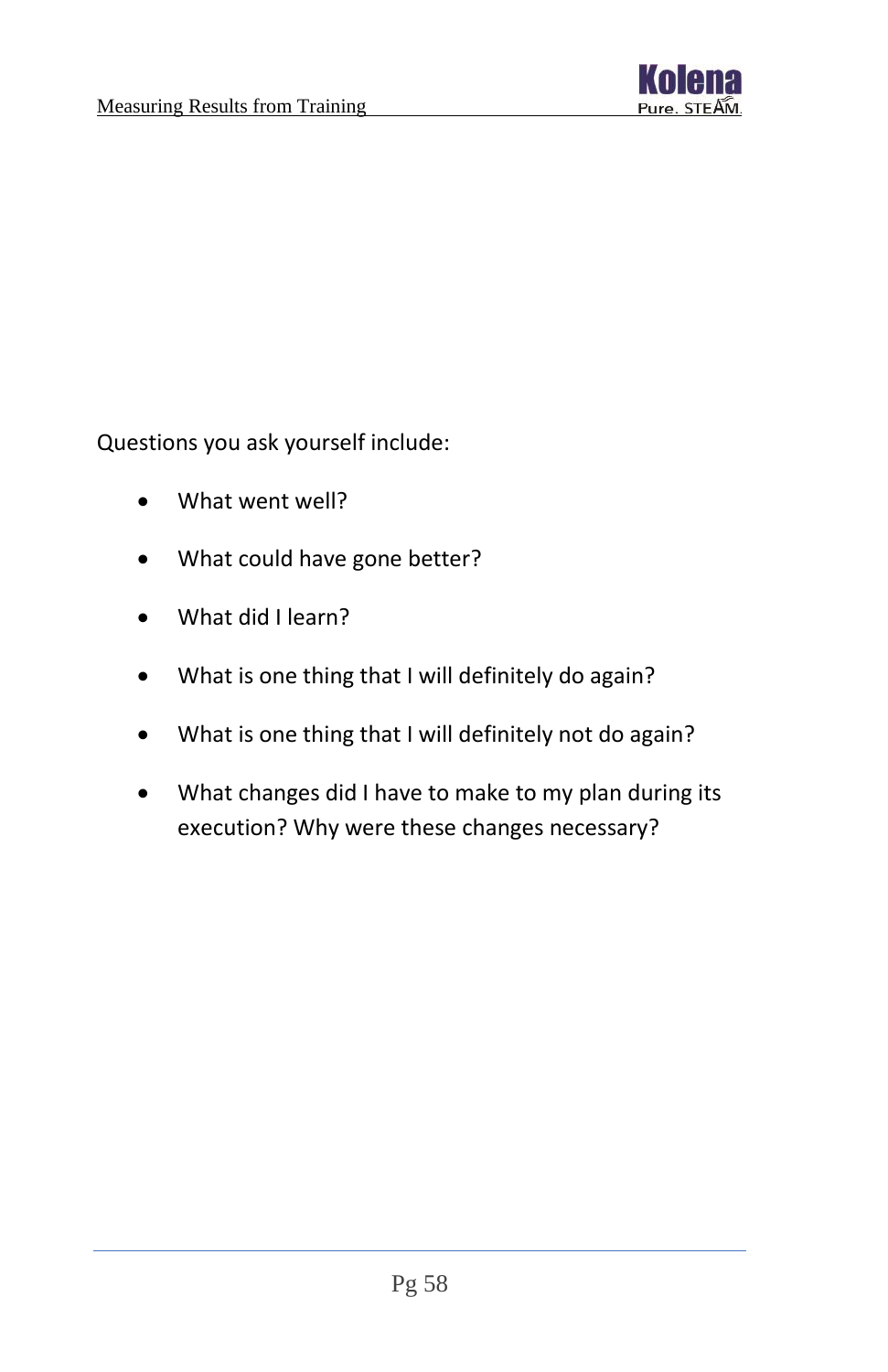Questions you ask yourself include:

- What went well?
- What could have gone better?
- What did I learn?
- What is one thing that I will definitely do again?
- What is one thing that I will definitely not do again?
- What changes did I have to make to my plan during its execution? Why were these changes necessary?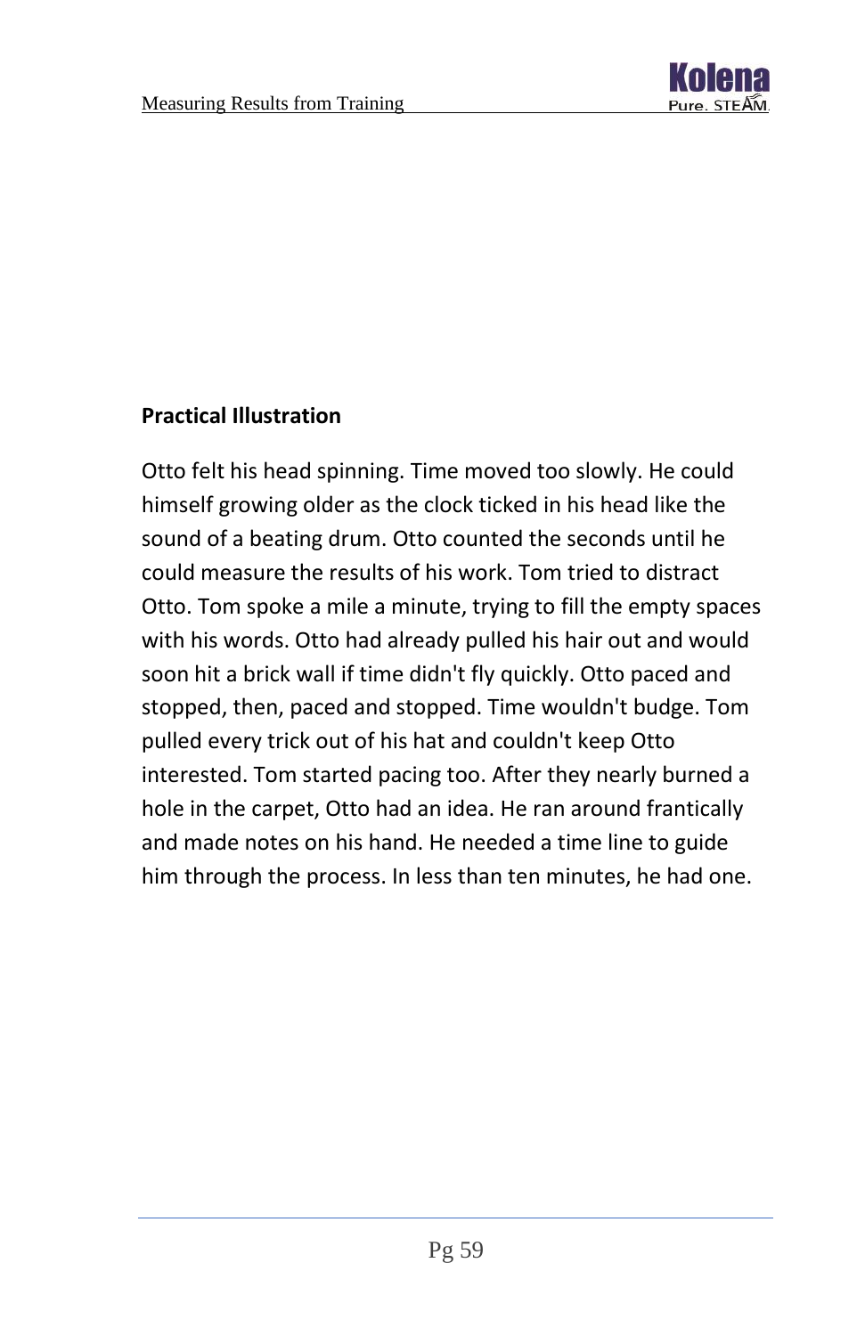**Practical Illustration**

Otto felt his head spinning. Time moved too slowly. He could himself growing older as the clock ticked in his head like the sound of a beating drum. Otto counted the seconds until he could measure the results of his work. Tom tried to distract Otto. Tom spoke a mile a minute, trying to fill the empty spaces with his words. Otto had already pulled his hair out and would soon hit a brick wall if time didn't fly quickly. Otto paced and stopped, then, paced and stopped. Time wouldn't budge. Tom pulled every trick out of his hat and couldn't keep Otto interested. Tom started pacing too. After they nearly burned a hole in the carpet, Otto had an idea. He ran around frantically and made notes on his hand. He needed a time line to guide him through the process. In less than ten minutes, he had one.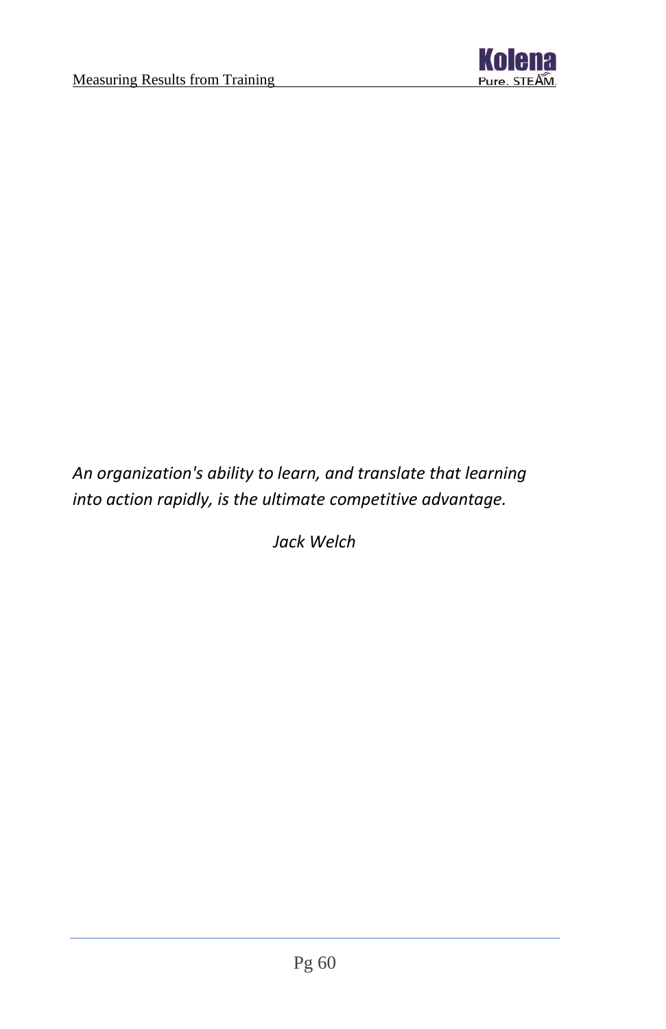*An organization's ability to learn, and translate that learning into action rapidly, is the ultimate competitive advantage.*

*Jack Welch*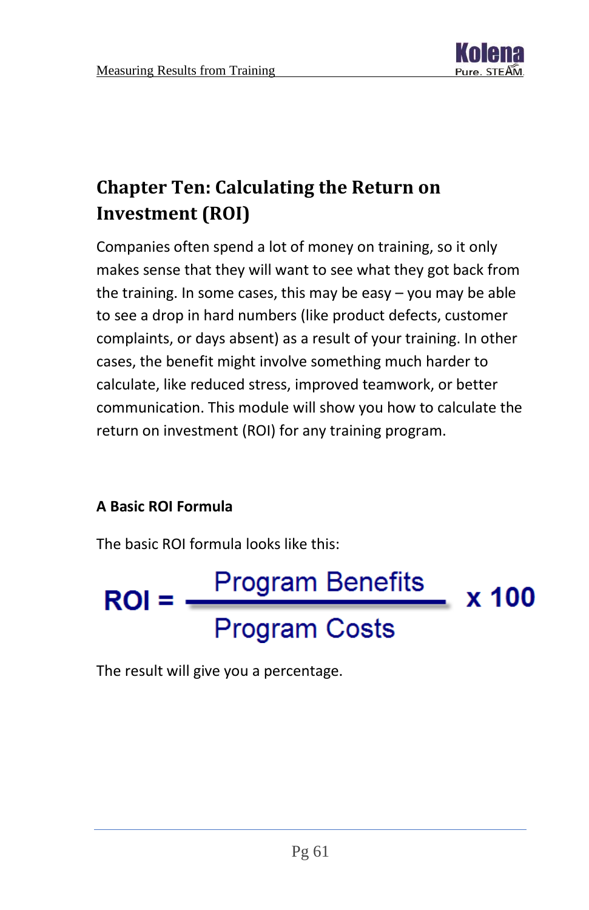# Chapter Ten: Calculating the Return on Investment (ROI)

Companies often spend a lot of money on training, so it only makes sense that they will want to see what they got back from the training. In some cases, this may be easy – you may be able to see a drop in hard numbers (like product defects, customer complaints, or days absent) as a result of your training. In other cases, the benefit might involve something much harder to calculate, like reduced stress, improved teamwork, or better communication. This module will show you how to calculate the return on investment (ROI) for any training program.

### A Basic ROI Formula

The basic ROI formula looks like this:

$$ROI = \frac{\text{Program Benefits}}{\text{Program Costs}} \times 100$$

The result will give you a percentage.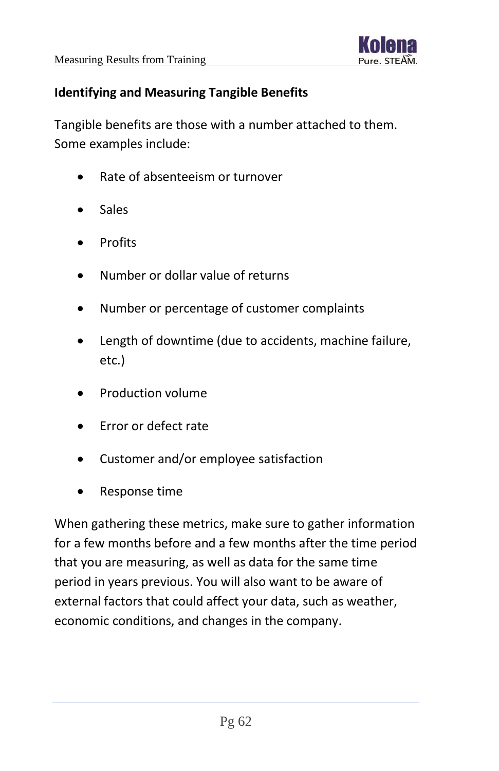## Identifying and Measuring Tangible Benefits

Tangible benefits are those with a number attached to them. Some examples include:

- Rate of absenteeism or turnover
- Sales
- Profits
- Number or dollar value of returns
- Number or percentage of customer complaints
- Length of downtime (due to accidents, machine failure, etc.)
- Production volume
- Error or defect rate
- Customer and/or employee satisfaction
- Response time

When gathering these metrics, make sure to gather information for a few months before and a few months after the time period that you are measuring, as well as data for the same time period in years previous. You will also want to be aware of external factors that could affect your data, such as weather, economic conditions, and changes in the company.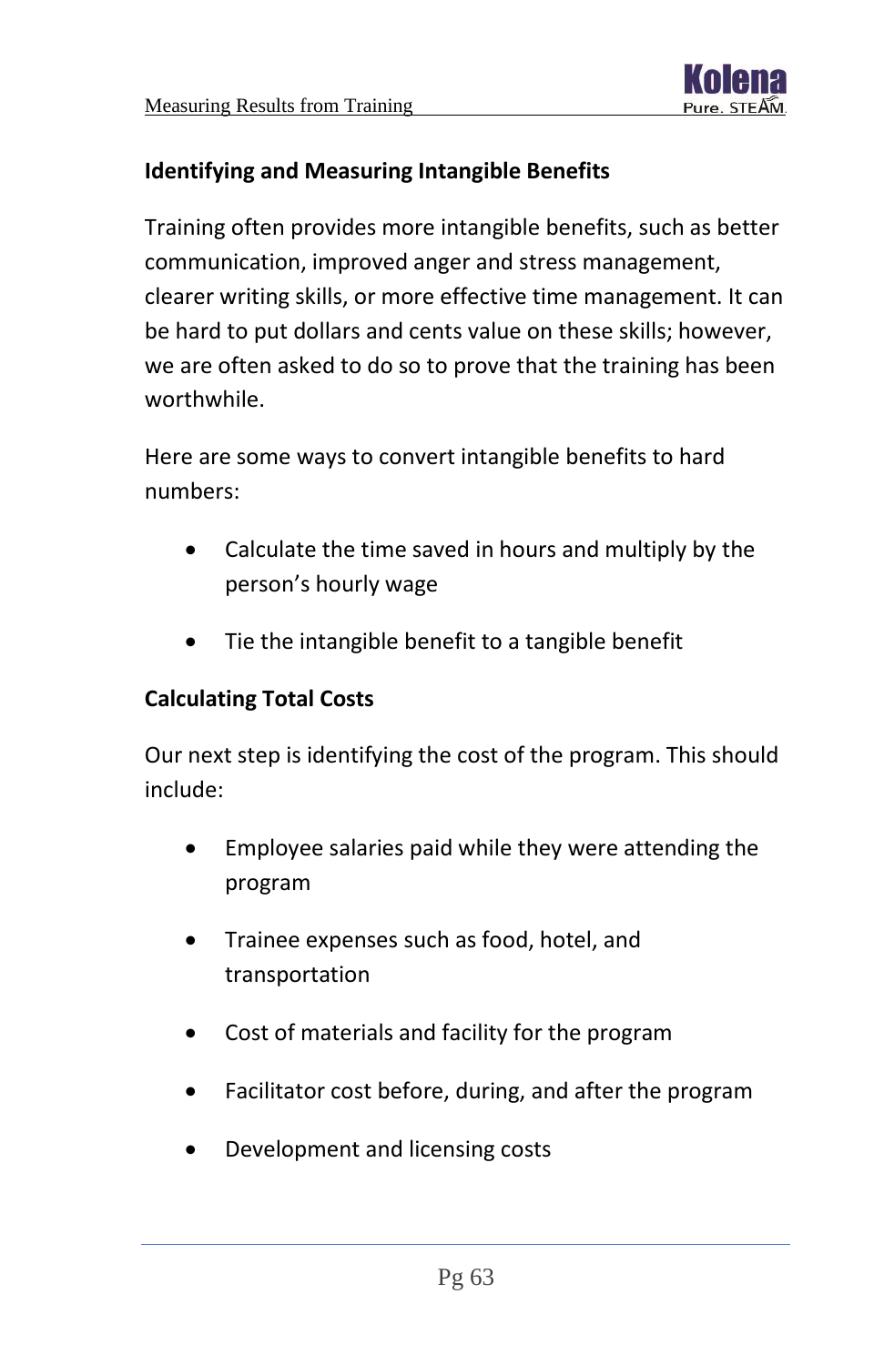### Identifying and Measuring Intangible Benefits

Training often provides more intangible benefits, such as better communication, improved anger and stress management, clearer writing skills, or more effective time management. It can be hard to put dollars and cents value on these skills; however, we are often asked to do so to prove that the training has been worthwhile.

Here are some ways to convert intangible benefits to hard numbers:

- Calculate the time saved in hours and multiply by the person's hourly wage
- Tie the intangible benefit to a tangible benefit

### Calculating Total Costs

Our next step is identifying the cost of the program. This should include:

- Employee salaries paid while they were attending the program
- Trainee expenses such as food, hotel, and transportation
- Cost of materials and facility for the program
- Facilitator cost before, during, and after the program
- Development and licensing costs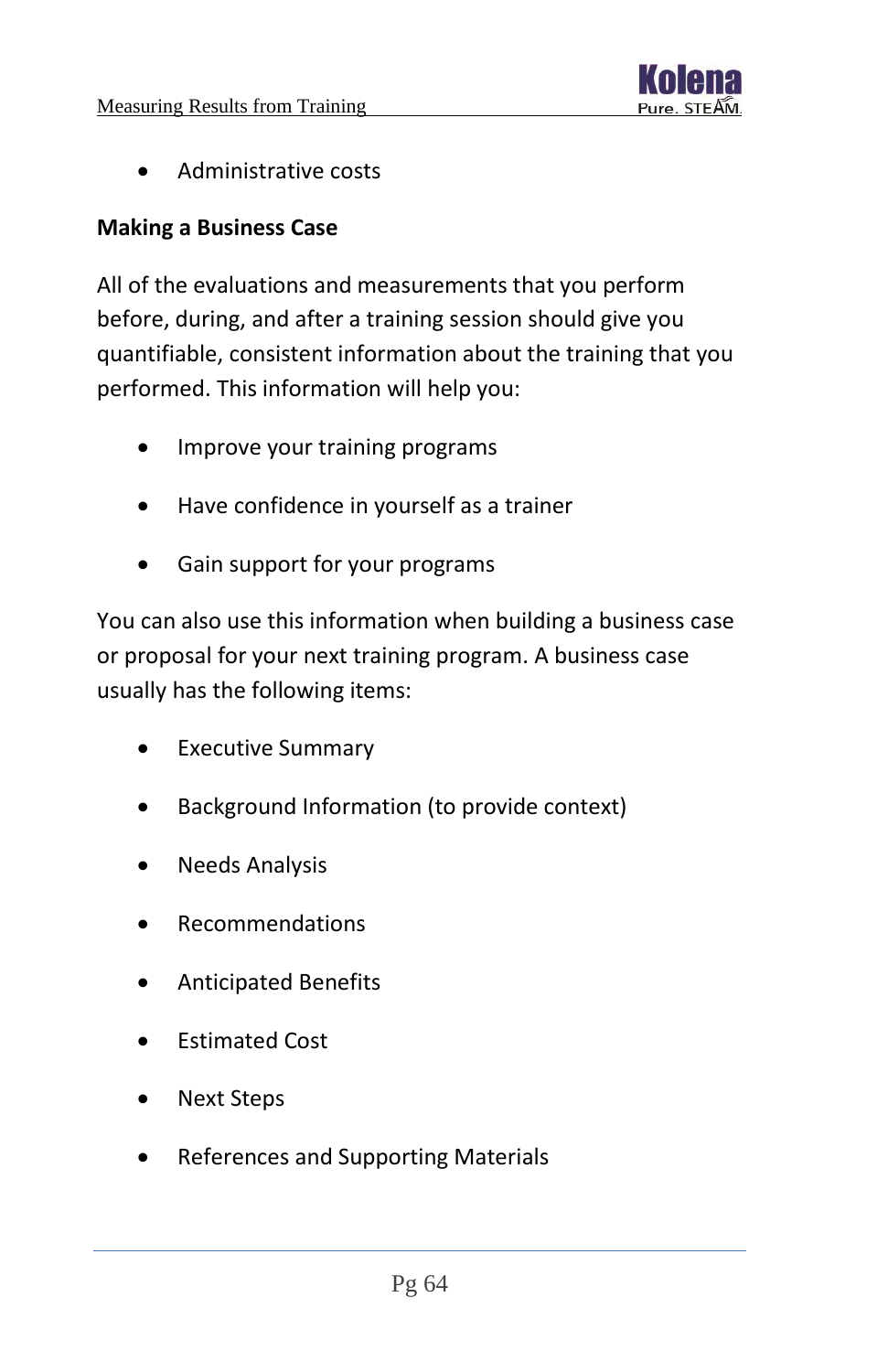- Administrative costs

**Making a Business Case**

All of the evaluations and measurements that you perform before, during, and after a training session should give you quantifiable, consistent information about the training that you performed. This information will help you:

- Improve your training programs
- Have confidence in yourself as a trainer
- Gain support for your programs

You can also use this information when building a business case or proposal for your next training program. A business case usually has the following items:

- Executive Summary
- Background Information (to provide context)
- Needs Analysis
- Recommendations
- Anticipated Benefits
- Estimated Cost
- Next Steps
- References and Supporting Materials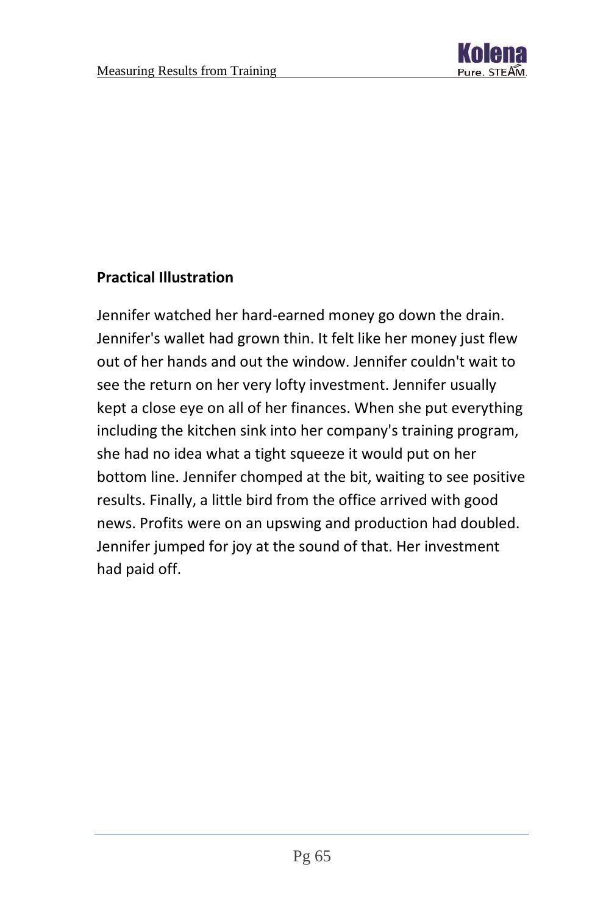**Practical Illustration**

Jennifer watched her hard-earned money go down the drain. Jennifer's wallet had grown thin. It felt like her money just flew out of her hands and out the window. Jennifer couldn't wait to see the return on her very lofty investment. Jennifer usually kept a close eye on all of her finances. When she put everything including the kitchen sink into her company's training program, she had no idea what a tight squeeze it would put on her bottom line. Jennifer chomped at the bit, waiting to see positive results. Finally, a little bird from the office arrived with good news. Profits were on an upswing and production had doubled. Jennifer jumped for joy at the sound of that. Her investment had paid off.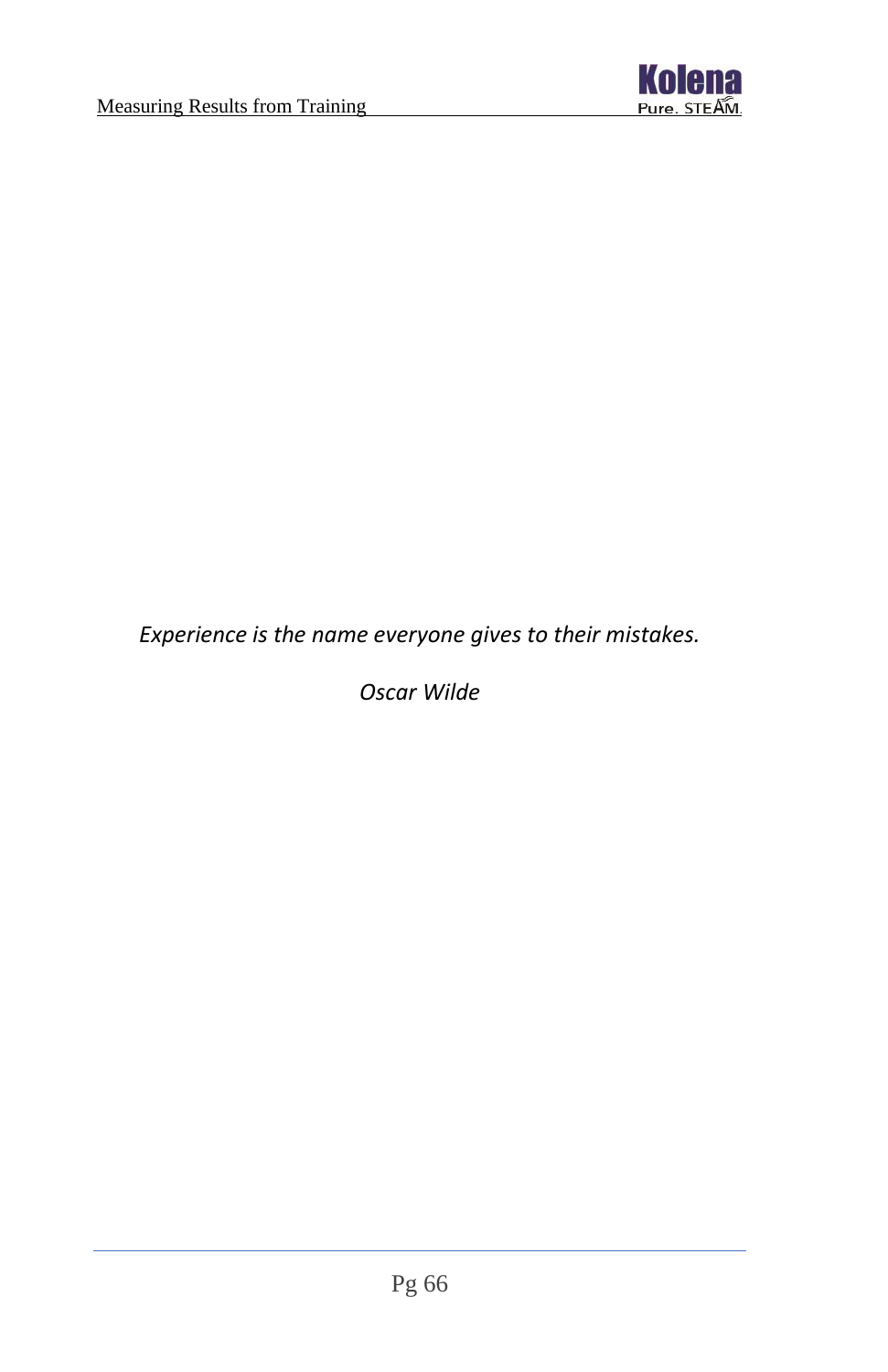*Experience is the name everyone gives to their mistakes.*

*Oscar Wilde*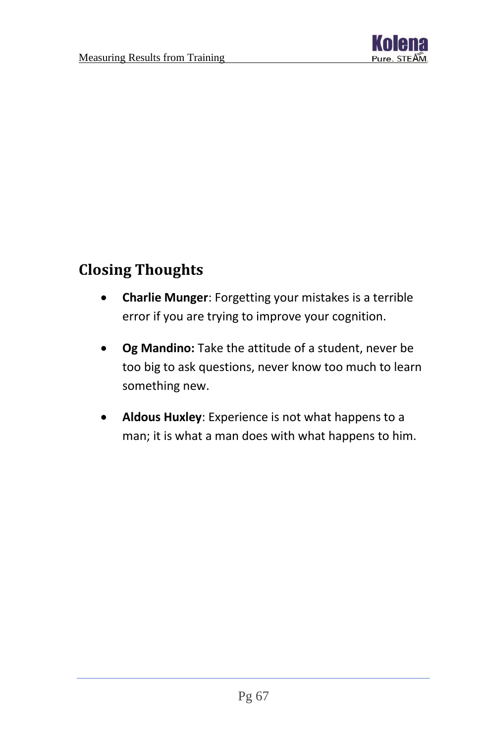## Closing Thoughts

- **Charlie Munger**: Forgetting your mistakes is a terrible error if you are trying to improve your cognition.
- **Og Mandino:** Take the attitude of a student, never be too big to ask questions, never know too much to learn something new.
- **Aldous Huxley**: Experience is not what happens to a man; it is what a man does with what happens to him.